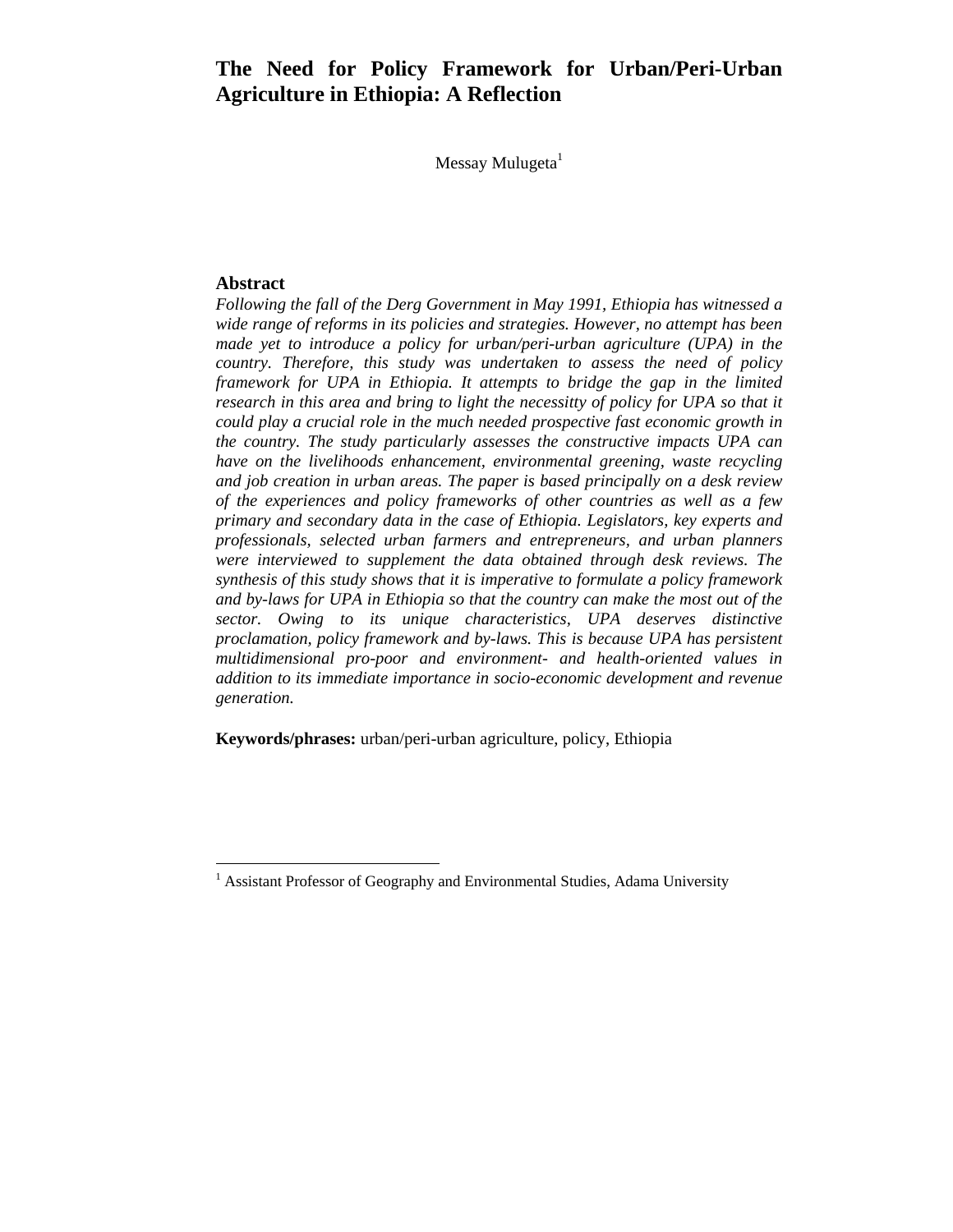# The Need for Policy Framework for Urban/Peri-Urban Agriculture in Ethiopia: A Reflection

Messay Mulugeta[1]

## Abstract

*Following the fall of the Derg Government in May 1991, Ethiopia has witnessed a wide range of reforms in its policies and strategies. However, no attempt has been made yet to introduce a policy for urban/peri-urban agriculture (UPA) in the country. Therefore, this study was undertaken to assess the need of policy framework for UPA in Ethiopia. It attempts to bridge the gap in the limited research in this area and bring to light the necessitty of policy for UPA so that it could play a crucial role in the much needed prospective fast economic growth in the country. The study particularly assesses the constructive impacts UPA can have on the livelihoods enhancement, environmental greening, waste recycling and job creation in urban areas. The paper is based principally on a desk review of the experiences and policy frameworks of other countries as well as a few primary and secondary data in the case of Ethiopia. Legislators, key experts and professionals, selected urban farmers and entrepreneurs, and urban planners were interviewed to supplement the data obtained through desk reviews. The synthesis of this study shows that it is imperative to formulate a policy framework and by-laws for UPA in Ethiopia so that the country can make the most out of the sector. Owing to its unique characteristics, UPA deserves distinctive proclamation, policy framework and by-laws. This is because UPA has persistent multidimensional pro-poor and environment- and health-oriented values in addition to its immediate importance in socio-economic development and revenue generation.*

**Keywords/phrases:** urban/peri-urban agriculture, policy, Ethiopia

---

[1] Assistant Professor of Geography and Environmental Studies, Adama University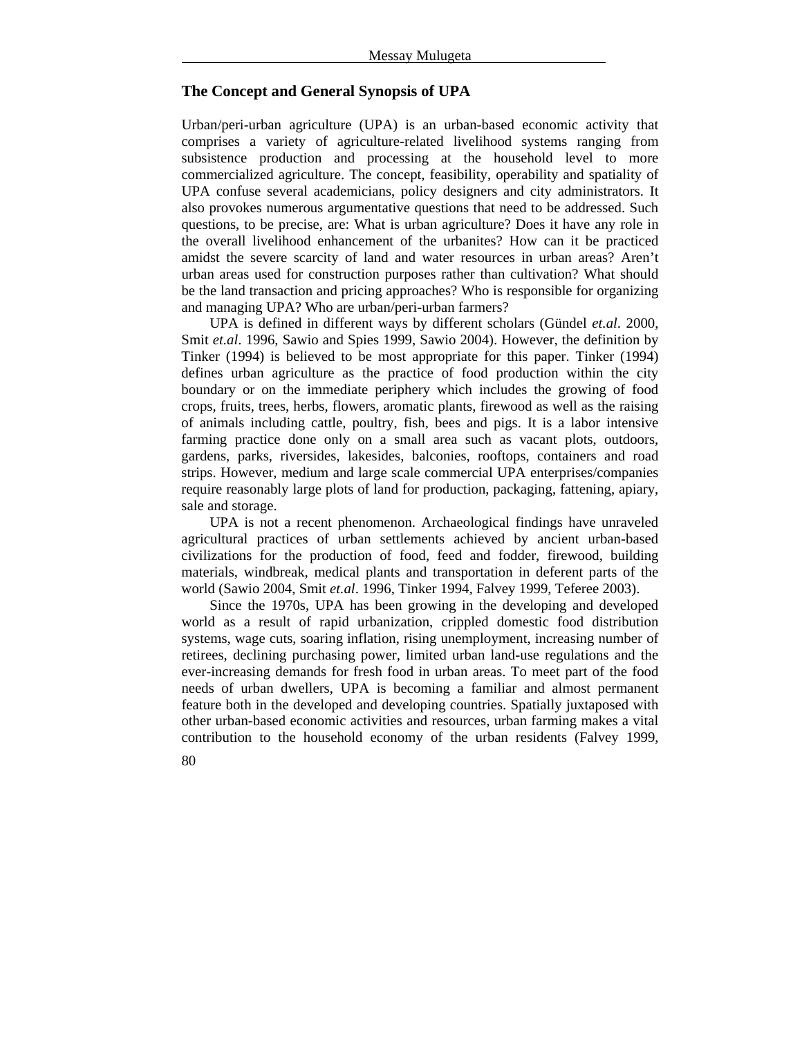## The Concept and General Synopsis of UPA

Urban/peri-urban agriculture (UPA) is an urban-based economic activity that comprises a variety of agriculture-related livelihood systems ranging from subsistence production and processing at the household level to more commercialized agriculture. The concept, feasibility, operability and spatiality of UPA confuse several academicians, policy designers and city administrators. It also provokes numerous argumentative questions that need to be addressed. Such questions, to be precise, are: What is urban agriculture? Does it have any role in the overall livelihood enhancement of the urbanites? How can it be practiced amidst the severe scarcity of land and water resources in urban areas? Aren't urban areas used for construction purposes rather than cultivation? What should be the land transaction and pricing approaches? Who is responsible for organizing and managing UPA? Who are urban/peri-urban farmers?

UPA is defined in different ways by different scholars (Gündel *et.al*. 2000, Smit *et.al*. 1996, Sawio and Spies 1999, Sawio 2004). However, the definition by Tinker (1994) is believed to be most appropriate for this paper. Tinker (1994) defines urban agriculture as the practice of food production within the city boundary or on the immediate periphery which includes the growing of food crops, fruits, trees, herbs, flowers, aromatic plants, firewood as well as the raising of animals including cattle, poultry, fish, bees and pigs. It is a labor intensive farming practice done only on a small area such as vacant plots, outdoors, gardens, parks, riversides, lakesides, balconies, rooftops, containers and road strips. However, medium and large scale commercial UPA enterprises/companies require reasonably large plots of land for production, packaging, fattening, apiary, sale and storage.

UPA is not a recent phenomenon. Archaeological findings have unraveled agricultural practices of urban settlements achieved by ancient urban-based civilizations for the production of food, feed and fodder, firewood, building materials, windbreak, medical plants and transportation in deferent parts of the world (Sawio 2004, Smit *et.al*. 1996, Tinker 1994, Falvey 1999, Teferee 2003).

Since the 1970s, UPA has been growing in the developing and developed world as a result of rapid urbanization, crippled domestic food distribution systems, wage cuts, soaring inflation, rising unemployment, increasing number of retirees, declining purchasing power, limited urban land-use regulations and the ever-increasing demands for fresh food in urban areas. To meet part of the food needs of urban dwellers, UPA is becoming a familiar and almost permanent feature both in the developed and developing countries. Spatially juxtaposed with other urban-based economic activities and resources, urban farming makes a vital contribution to the household economy of the urban residents (Falvey 1999,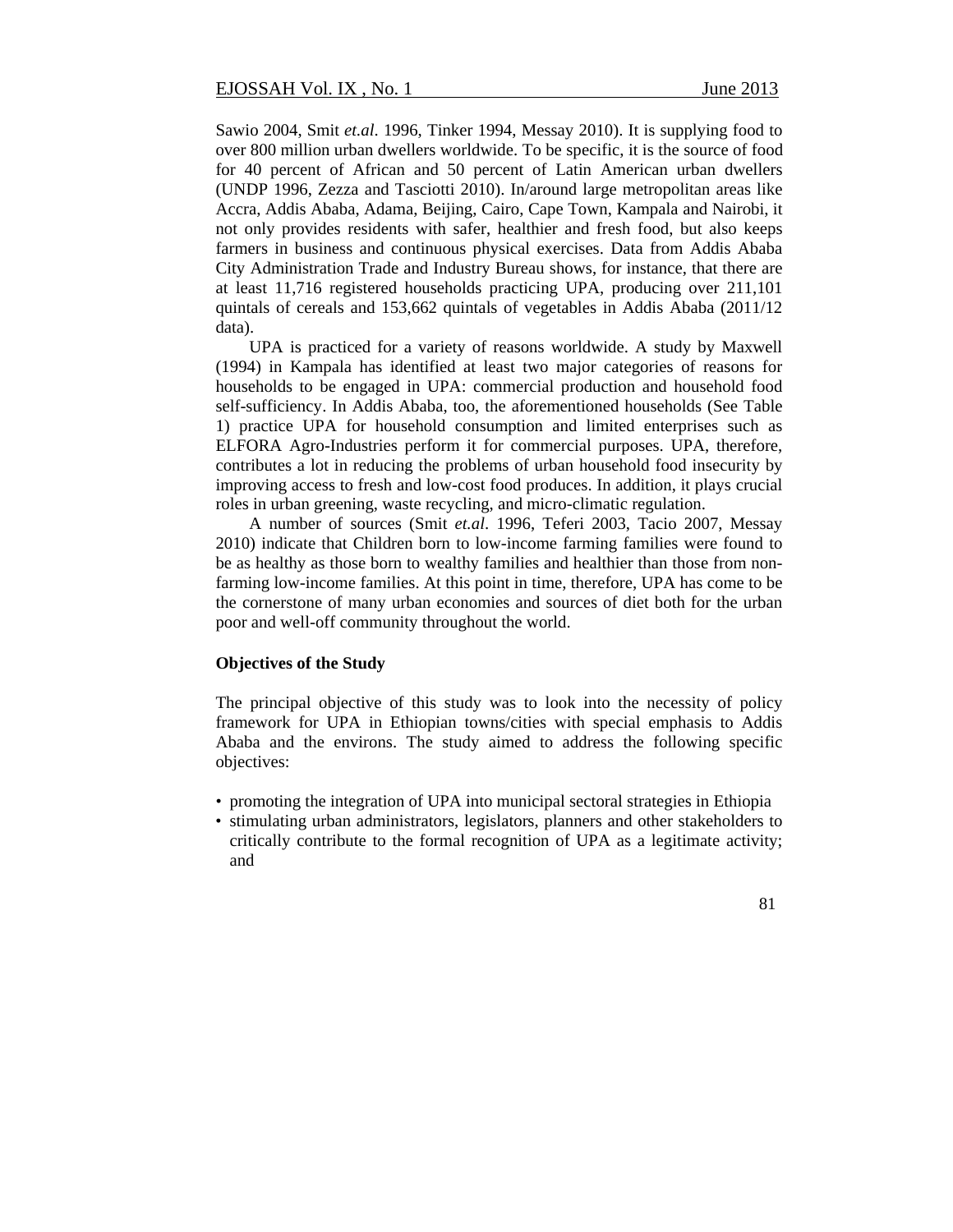Sawio 2004, Smit *et.al*. 1996, Tinker 1994, Messay 2010). It is supplying food to over 800 million urban dwellers worldwide. To be specific, it is the source of food for 40 percent of African and 50 percent of Latin American urban dwellers (UNDP 1996, Zezza and Tasciotti 2010). In/around large metropolitan areas like Accra, Addis Ababa, Adama, Beijing, Cairo, Cape Town, Kampala and Nairobi, it not only provides residents with safer, healthier and fresh food, but also keeps farmers in business and continuous physical exercises. Data from Addis Ababa City Administration Trade and Industry Bureau shows, for instance, that there are at least 11,716 registered households practicing UPA, producing over 211,101 quintals of cereals and 153,662 quintals of vegetables in Addis Ababa (2011/12 data).

UPA is practiced for a variety of reasons worldwide. A study by Maxwell (1994) in Kampala has identified at least two major categories of reasons for households to be engaged in UPA: commercial production and household food self-sufficiency. In Addis Ababa, too, the aforementioned households (See Table 1) practice UPA for household consumption and limited enterprises such as ELFORA Agro-Industries perform it for commercial purposes. UPA, therefore, contributes a lot in reducing the problems of urban household food insecurity by improving access to fresh and low-cost food produces. In addition, it plays crucial roles in urban greening, waste recycling, and micro-climatic regulation.

A number of sources (Smit *et.al*. 1996, Teferi 2003, Tacio 2007, Messay 2010) indicate that Children born to low-income farming families were found to be as healthy as those born to wealthy families and healthier than those from non-farming low-income families. At this point in time, therefore, UPA has come to be the cornerstone of many urban economies and sources of diet both for the urban poor and well-off community throughout the world.

**Objectives of the Study**

The principal objective of this study was to look into the necessity of policy framework for UPA in Ethiopian towns/cities with special emphasis to Addis Ababa and the environs. The study aimed to address the following specific objectives:

- promoting the integration of UPA into municipal sectoral strategies in Ethiopia
- stimulating urban administrators, legislators, planners and other stakeholders to critically contribute to the formal recognition of UPA as a legitimate activity; and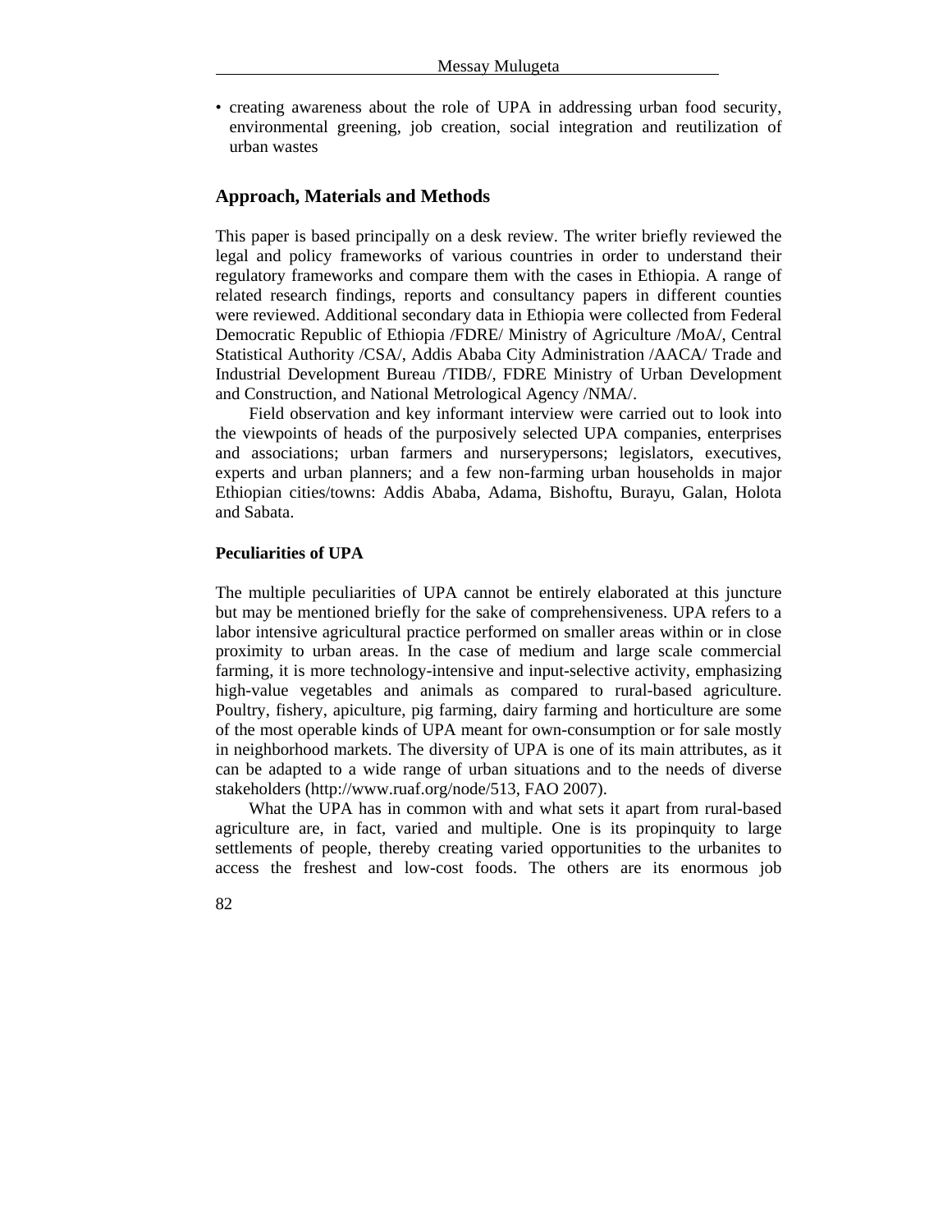- creating awareness about the role of UPA in addressing urban food security, environmental greening, job creation, social integration and reutilization of urban wastes

## Approach, Materials and Methods

This paper is based principally on a desk review. The writer briefly reviewed the legal and policy frameworks of various countries in order to understand their regulatory frameworks and compare them with the cases in Ethiopia. A range of related research findings, reports and consultancy papers in different counties were reviewed. Additional secondary data in Ethiopia were collected from Federal Democratic Republic of Ethiopia /FDRE/ Ministry of Agriculture /MoA/, Central Statistical Authority /CSA/, Addis Ababa City Administration /AACA/ Trade and Industrial Development Bureau /TIDB/, FDRE Ministry of Urban Development and Construction, and National Metrological Agency /NMA/.

Field observation and key informant interview were carried out to look into the viewpoints of heads of the purposively selected UPA companies, enterprises and associations; urban farmers and nurserypersons; legislators, executives, experts and urban planners; and a few non-farming urban households in major Ethiopian cities/towns: Addis Ababa, Adama, Bishoftu, Burayu, Galan, Holota and Sabata.

### Peculiarities of UPA

The multiple peculiarities of UPA cannot be entirely elaborated at this juncture but may be mentioned briefly for the sake of comprehensiveness. UPA refers to a labor intensive agricultural practice performed on smaller areas within or in close proximity to urban areas. In the case of medium and large scale commercial farming, it is more technology-intensive and input-selective activity, emphasizing high-value vegetables and animals as compared to rural-based agriculture. Poultry, fishery, apiculture, pig farming, dairy farming and horticulture are some of the most operable kinds of UPA meant for own-consumption or for sale mostly in neighborhood markets. The diversity of UPA is one of its main attributes, as it can be adapted to a wide range of urban situations and to the needs of diverse stakeholders (http://www.ruaf.org/node/513, FAO 2007).

What the UPA has in common with and what sets it apart from rural-based agriculture are, in fact, varied and multiple. One is its propinquity to large settlements of people, thereby creating varied opportunities to the urbanites to access the freshest and low-cost foods. The others are its enormous job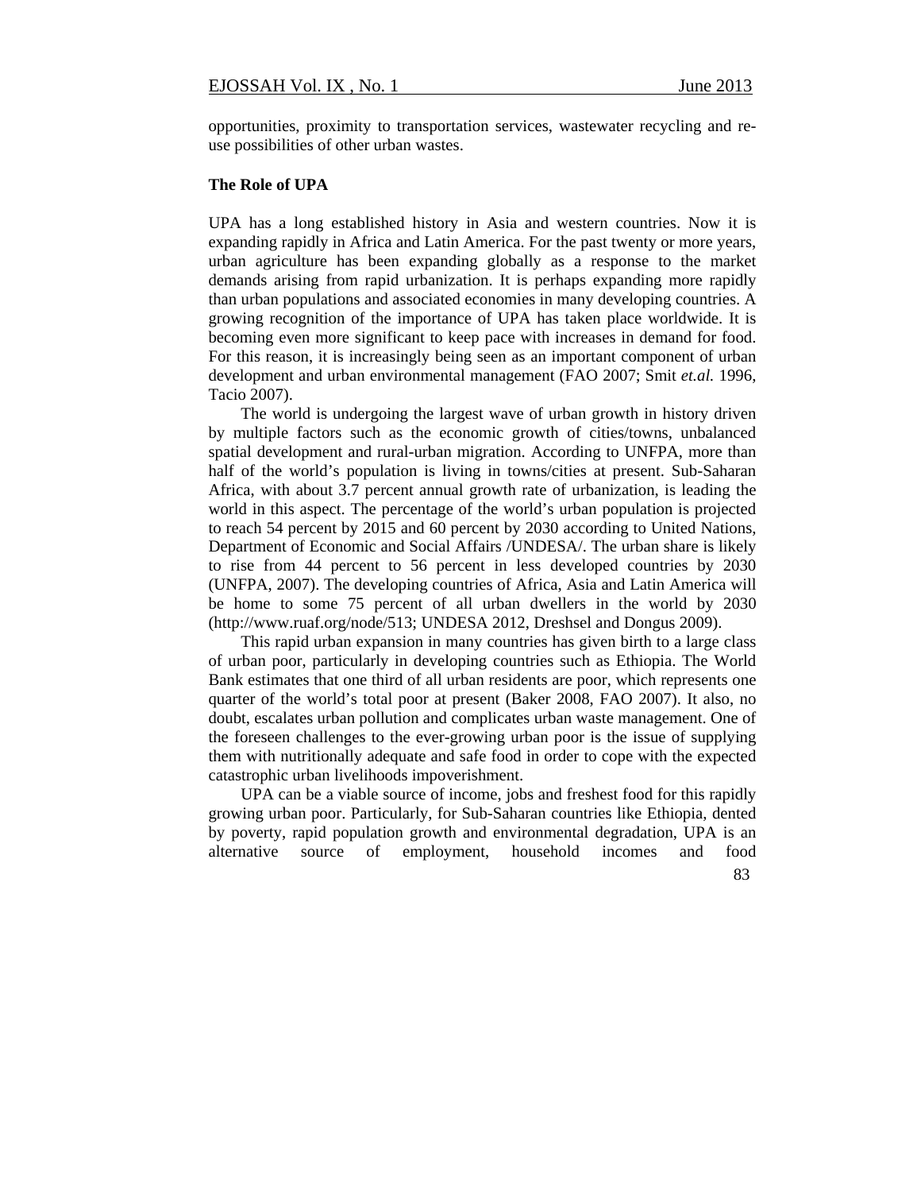opportunities, proximity to transportation services, wastewater recycling and re-use possibilities of other urban wastes.

**The Role of UPA**

UPA has a long established history in Asia and western countries. Now it is expanding rapidly in Africa and Latin America. For the past twenty or more years, urban agriculture has been expanding globally as a response to the market demands arising from rapid urbanization. It is perhaps expanding more rapidly than urban populations and associated economies in many developing countries. A growing recognition of the importance of UPA has taken place worldwide. It is becoming even more significant to keep pace with increases in demand for food. For this reason, it is increasingly being seen as an important component of urban development and urban environmental management (FAO 2007; Smit *et.al.* 1996, Tacio 2007).

The world is undergoing the largest wave of urban growth in history driven by multiple factors such as the economic growth of cities/towns, unbalanced spatial development and rural-urban migration. According to UNFPA, more than half of the world's population is living in towns/cities at present. Sub-Saharan Africa, with about 3.7 percent annual growth rate of urbanization, is leading the world in this aspect. The percentage of the world's urban population is projected to reach 54 percent by 2015 and 60 percent by 2030 according to United Nations, Department of Economic and Social Affairs /UNDESA/. The urban share is likely to rise from 44 percent to 56 percent in less developed countries by 2030 (UNFPA, 2007). The developing countries of Africa, Asia and Latin America will be home to some 75 percent of all urban dwellers in the world by 2030 (http://www.ruaf.org/node/513; UNDESA 2012, Dreshsel and Dongus 2009).

This rapid urban expansion in many countries has given birth to a large class of urban poor, particularly in developing countries such as Ethiopia. The World Bank estimates that one third of all urban residents are poor, which represents one quarter of the world's total poor at present (Baker 2008, FAO 2007). It also, no doubt, escalates urban pollution and complicates urban waste management. One of the foreseen challenges to the ever-growing urban poor is the issue of supplying them with nutritionally adequate and safe food in order to cope with the expected catastrophic urban livelihoods impoverishment.

UPA can be a viable source of income, jobs and freshest food for this rapidly growing urban poor. Particularly, for Sub-Saharan countries like Ethiopia, dented by poverty, rapid population growth and environmental degradation, UPA is an alternative source of employment, household incomes and food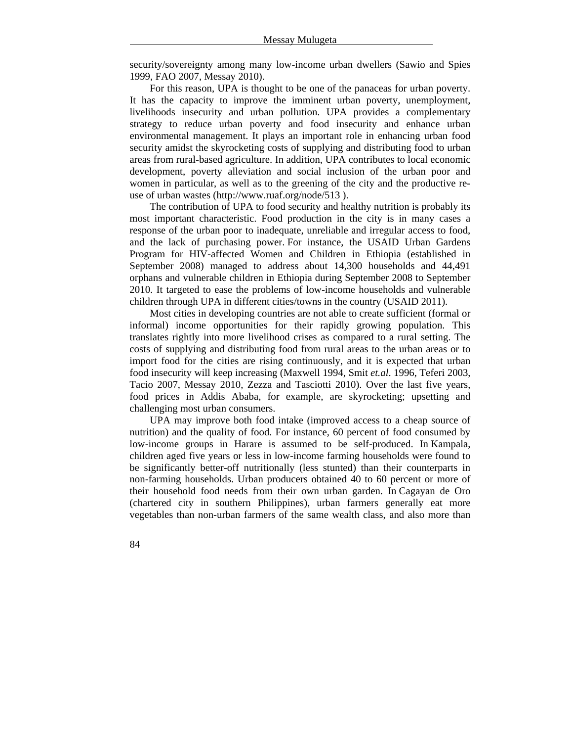security/sovereignty among many low-income urban dwellers (Sawio and Spies 1999, FAO 2007, Messay 2010).

For this reason, UPA is thought to be one of the panaceas for urban poverty. It has the capacity to improve the imminent urban poverty, unemployment, livelihoods insecurity and urban pollution. UPA provides a complementary strategy to reduce urban poverty and food insecurity and enhance urban environmental management. It plays an important role in enhancing urban food security amidst the skyrocketing costs of supplying and distributing food to urban areas from rural-based agriculture. In addition, UPA contributes to local economic development, poverty alleviation and social inclusion of the urban poor and women in particular, as well as to the greening of the city and the productive re-use of urban wastes (http://www.ruaf.org/node/513 ).

The contribution of UPA to food security and healthy nutrition is probably its most important characteristic. Food production in the city is in many cases a response of the urban poor to inadequate, unreliable and irregular access to food, and the lack of purchasing power. For instance, the USAID Urban Gardens Program for HIV-affected Women and Children in Ethiopia (established in September 2008) managed to address about 14,300 households and 44,491 orphans and vulnerable children in Ethiopia during September 2008 to September 2010. It targeted to ease the problems of low-income households and vulnerable children through UPA in different cities/towns in the country (USAID 2011).

Most cities in developing countries are not able to create sufficient (formal or informal) income opportunities for their rapidly growing population. This translates rightly into more livelihood crises as compared to a rural setting. The costs of supplying and distributing food from rural areas to the urban areas or to import food for the cities are rising continuously, and it is expected that urban food insecurity will keep increasing (Maxwell 1994, Smit *et.al*. 1996, Teferi 2003, Tacio 2007, Messay 2010, Zezza and Tasciotti 2010). Over the last five years, food prices in Addis Ababa, for example, are skyrocketing; upsetting and challenging most urban consumers.

UPA may improve both food intake (improved access to a cheap source of nutrition) and the quality of food. For instance, 60 percent of food consumed by low-income groups in Harare is assumed to be self-produced. In Kampala, children aged five years or less in low-income farming households were found to be significantly better-off nutritionally (less stunted) than their counterparts in non-farming households. Urban producers obtained 40 to 60 percent or more of their household food needs from their own urban garden. In Cagayan de Oro (chartered city in southern Philippines), urban farmers generally eat more vegetables than non-urban farmers of the same wealth class, and also more than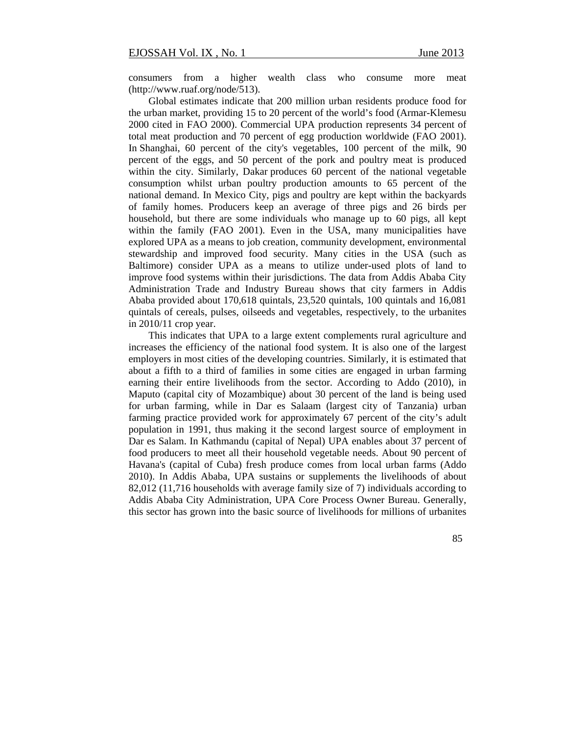consumers from a higher wealth class who consume more meat (http://www.ruaf.org/node/513).

Global estimates indicate that 200 million urban residents produce food for the urban market, providing 15 to 20 percent of the world's food (Armar-Klemesu 2000 cited in FAO 2000). Commercial UPA production represents 34 percent of total meat production and 70 percent of egg production worldwide (FAO 2001). In Shanghai, 60 percent of the city's vegetables, 100 percent of the milk, 90 percent of the eggs, and 50 percent of the pork and poultry meat is produced within the city. Similarly, Dakar produces 60 percent of the national vegetable consumption whilst urban poultry production amounts to 65 percent of the national demand. In Mexico City, pigs and poultry are kept within the backyards of family homes. Producers keep an average of three pigs and 26 birds per household, but there are some individuals who manage up to 60 pigs, all kept within the family (FAO 2001). Even in the USA, many municipalities have explored UPA as a means to job creation, community development, environmental stewardship and improved food security. Many cities in the USA (such as Baltimore) consider UPA as a means to utilize under-used plots of land to improve food systems within their jurisdictions. The data from Addis Ababa City Administration Trade and Industry Bureau shows that city farmers in Addis Ababa provided about 170,618 quintals, 23,520 quintals, 100 quintals and 16,081 quintals of cereals, pulses, oilseeds and vegetables, respectively, to the urbanites in 2010/11 crop year.

This indicates that UPA to a large extent complements rural agriculture and increases the efficiency of the national food system. It is also one of the largest employers in most cities of the developing countries. Similarly, it is estimated that about a fifth to a third of families in some cities are engaged in urban farming earning their entire livelihoods from the sector. According to Addo (2010), in Maputo (capital city of Mozambique) about 30 percent of the land is being used for urban farming, while in Dar es Salaam (largest city of Tanzania) urban farming practice provided work for approximately 67 percent of the city's adult population in 1991, thus making it the second largest source of employment in Dar es Salam. In Kathmandu (capital of Nepal) UPA enables about 37 percent of food producers to meet all their household vegetable needs. About 90 percent of Havana's (capital of Cuba) fresh produce comes from local urban farms (Addo 2010). In Addis Ababa, UPA sustains or supplements the livelihoods of about 82,012 (11,716 households with average family size of 7) individuals according to Addis Ababa City Administration, UPA Core Process Owner Bureau. Generally, this sector has grown into the basic source of livelihoods for millions of urbanites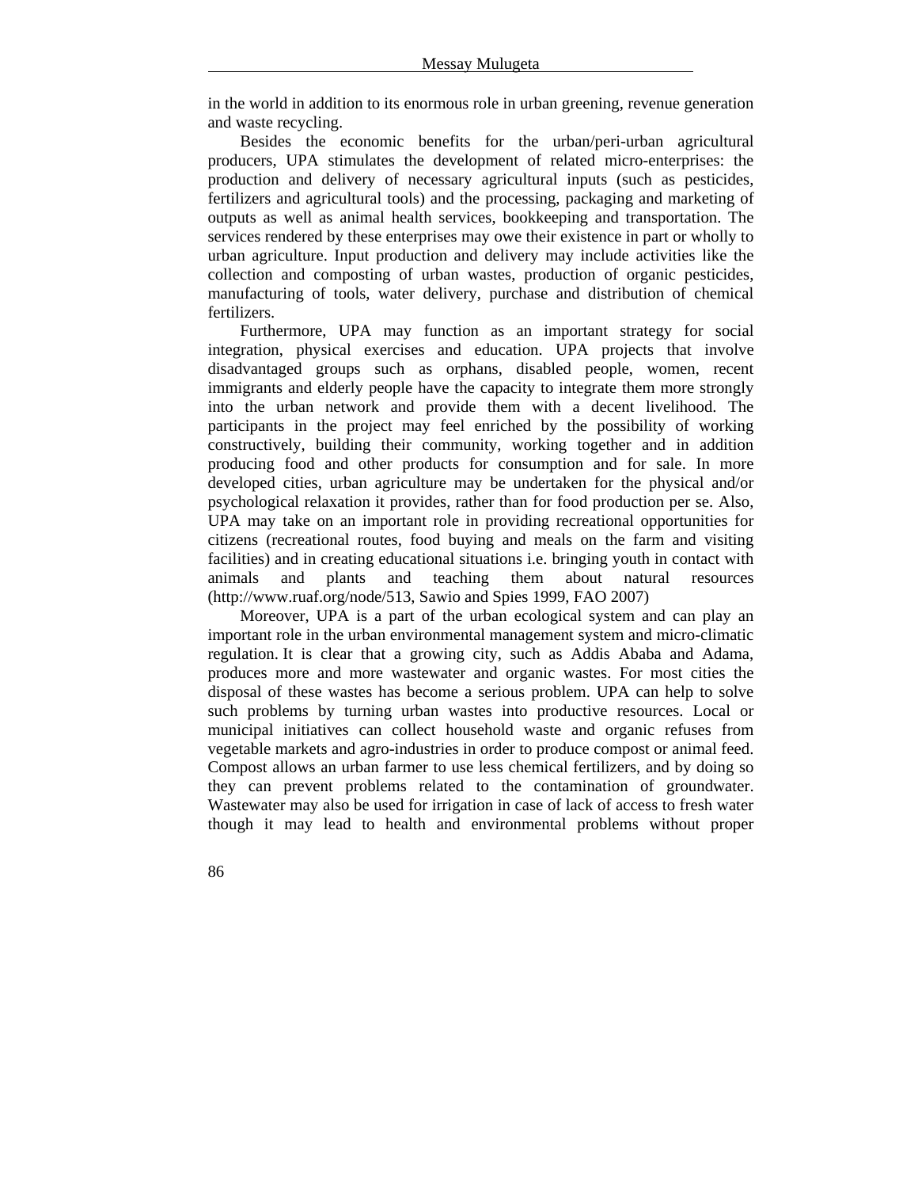in the world in addition to its enormous role in urban greening, revenue generation and waste recycling.

Besides the economic benefits for the urban/peri-urban agricultural producers, UPA stimulates the development of related micro-enterprises: the production and delivery of necessary agricultural inputs (such as pesticides, fertilizers and agricultural tools) and the processing, packaging and marketing of outputs as well as animal health services, bookkeeping and transportation. The services rendered by these enterprises may owe their existence in part or wholly to urban agriculture. Input production and delivery may include activities like the collection and composting of urban wastes, production of organic pesticides, manufacturing of tools, water delivery, purchase and distribution of chemical fertilizers.

Furthermore, UPA may function as an important strategy for social integration, physical exercises and education. UPA projects that involve disadvantaged groups such as orphans, disabled people, women, recent immigrants and elderly people have the capacity to integrate them more strongly into the urban network and provide them with a decent livelihood. The participants in the project may feel enriched by the possibility of working constructively, building their community, working together and in addition producing food and other products for consumption and for sale. In more developed cities, urban agriculture may be undertaken for the physical and/or psychological relaxation it provides, rather than for food production per se. Also, UPA may take on an important role in providing recreational opportunities for citizens (recreational routes, food buying and meals on the farm and visiting facilities) and in creating educational situations i.e. bringing youth in contact with animals and plants and teaching them about natural resources (http://www.ruaf.org/node/513, Sawio and Spies 1999, FAO 2007)

Moreover, UPA is a part of the urban ecological system and can play an important role in the urban environmental management system and micro-climatic regulation. It is clear that a growing city, such as Addis Ababa and Adama, produces more and more wastewater and organic wastes. For most cities the disposal of these wastes has become a serious problem. UPA can help to solve such problems by turning urban wastes into productive resources. Local or municipal initiatives can collect household waste and organic refuses from vegetable markets and agro-industries in order to produce compost or animal feed. Compost allows an urban farmer to use less chemical fertilizers, and by doing so they can prevent problems related to the contamination of groundwater. Wastewater may also be used for irrigation in case of lack of access to fresh water though it may lead to health and environmental problems without proper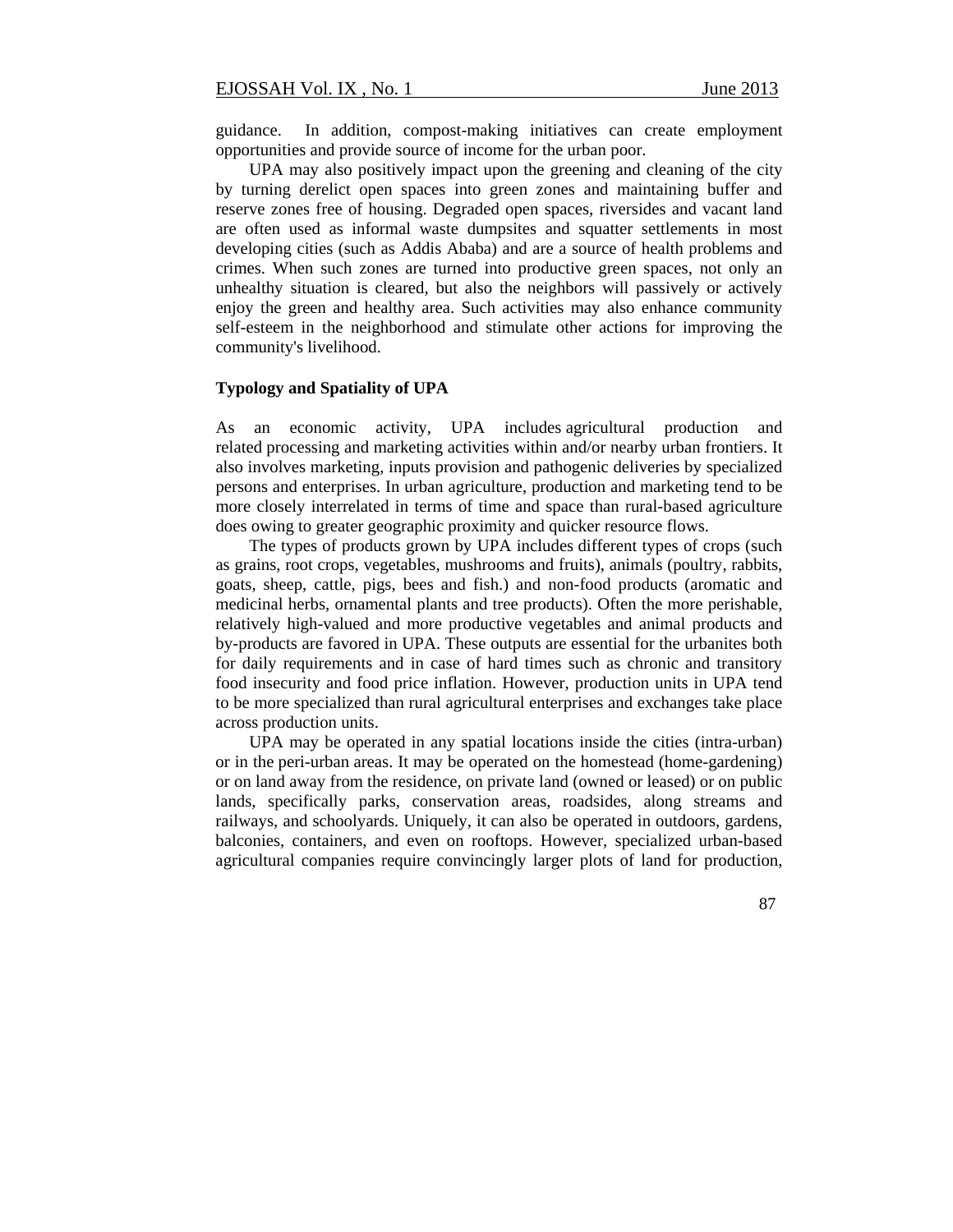guidance. In addition, compost-making initiatives can create employment opportunities and provide source of income for the urban poor.

UPA may also positively impact upon the greening and cleaning of the city by turning derelict open spaces into green zones and maintaining buffer and reserve zones free of housing. Degraded open spaces, riversides and vacant land are often used as informal waste dumpsites and squatter settlements in most developing cities (such as Addis Ababa) and are a source of health problems and crimes. When such zones are turned into productive green spaces, not only an unhealthy situation is cleared, but also the neighbors will passively or actively enjoy the green and healthy area. Such activities may also enhance community self-esteem in the neighborhood and stimulate other actions for improving the community's livelihood.

**Typology and Spatiality of UPA**

As an economic activity, UPA includes agricultural production and related processing and marketing activities within and/or nearby urban frontiers. It also involves marketing, inputs provision and pathogenic deliveries by specialized persons and enterprises. In urban agriculture, production and marketing tend to be more closely interrelated in terms of time and space than rural-based agriculture does owing to greater geographic proximity and quicker resource flows.

The types of products grown by UPA includes different types of crops (such as grains, root crops, vegetables, mushrooms and fruits), animals (poultry, rabbits, goats, sheep, cattle, pigs, bees and fish.) and non-food products (aromatic and medicinal herbs, ornamental plants and tree products). Often the more perishable, relatively high-valued and more productive vegetables and animal products and by-products are favored in UPA. These outputs are essential for the urbanites both for daily requirements and in case of hard times such as chronic and transitory food insecurity and food price inflation. However, production units in UPA tend to be more specialized than rural agricultural enterprises and exchanges take place across production units.

UPA may be operated in any spatial locations inside the cities (intra-urban) or in the peri-urban areas. It may be operated on the homestead (home-gardening) or on land away from the residence, on private land (owned or leased) or on public lands, specifically parks, conservation areas, roadsides, along streams and railways, and schoolyards. Uniquely, it can also be operated in outdoors, gardens, balconies, containers, and even on rooftops. However, specialized urban-based agricultural companies require convincingly larger plots of land for production,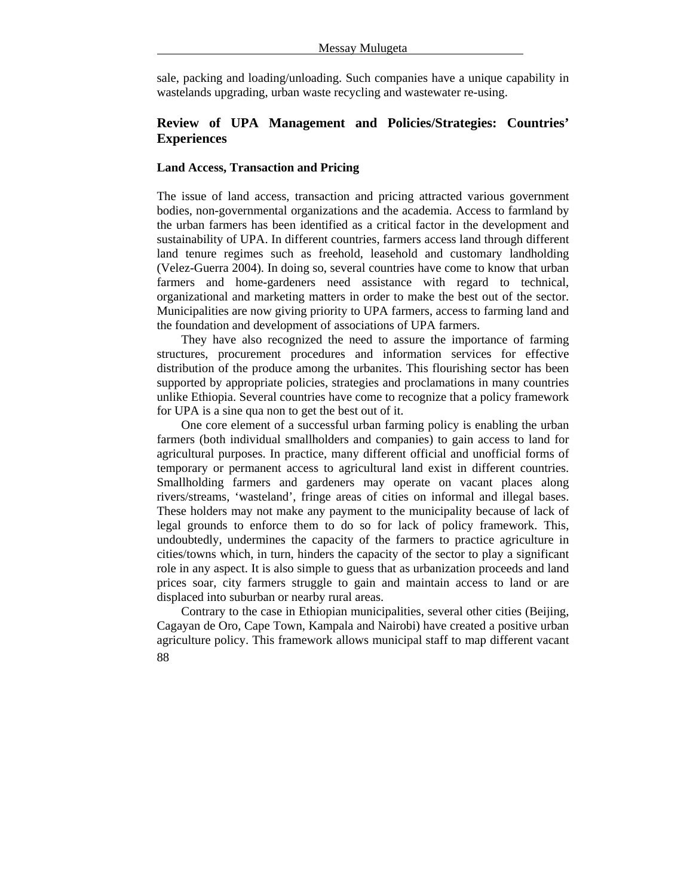sale, packing and loading/unloading. Such companies have a unique capability in wastelands upgrading, urban waste recycling and wastewater re-using.

## Review of UPA Management and Policies/Strategies: Countries' Experiences

### Land Access, Transaction and Pricing

The issue of land access, transaction and pricing attracted various government bodies, non-governmental organizations and the academia. Access to farmland by the urban farmers has been identified as a critical factor in the development and sustainability of UPA. In different countries, farmers access land through different land tenure regimes such as freehold, leasehold and customary landholding (Velez-Guerra 2004). In doing so, several countries have come to know that urban farmers and home-gardeners need assistance with regard to technical, organizational and marketing matters in order to make the best out of the sector. Municipalities are now giving priority to UPA farmers, access to farming land and the foundation and development of associations of UPA farmers.

They have also recognized the need to assure the importance of farming structures, procurement procedures and information services for effective distribution of the produce among the urbanites. This flourishing sector has been supported by appropriate policies, strategies and proclamations in many countries unlike Ethiopia. Several countries have come to recognize that a policy framework for UPA is a sine qua non to get the best out of it.

One core element of a successful urban farming policy is enabling the urban farmers (both individual smallholders and companies) to gain access to land for agricultural purposes. In practice, many different official and unofficial forms of temporary or permanent access to agricultural land exist in different countries. Smallholding farmers and gardeners may operate on vacant places along rivers/streams, 'wasteland', fringe areas of cities on informal and illegal bases. These holders may not make any payment to the municipality because of lack of legal grounds to enforce them to do so for lack of policy framework. This, undoubtedly, undermines the capacity of the farmers to practice agriculture in cities/towns which, in turn, hinders the capacity of the sector to play a significant role in any aspect. It is also simple to guess that as urbanization proceeds and land prices soar, city farmers struggle to gain and maintain access to land or are displaced into suburban or nearby rural areas.

Contrary to the case in Ethiopian municipalities, several other cities (Beijing, Cagayan de Oro, Cape Town, Kampala and Nairobi) have created a positive urban agriculture policy. This framework allows municipal staff to map different vacant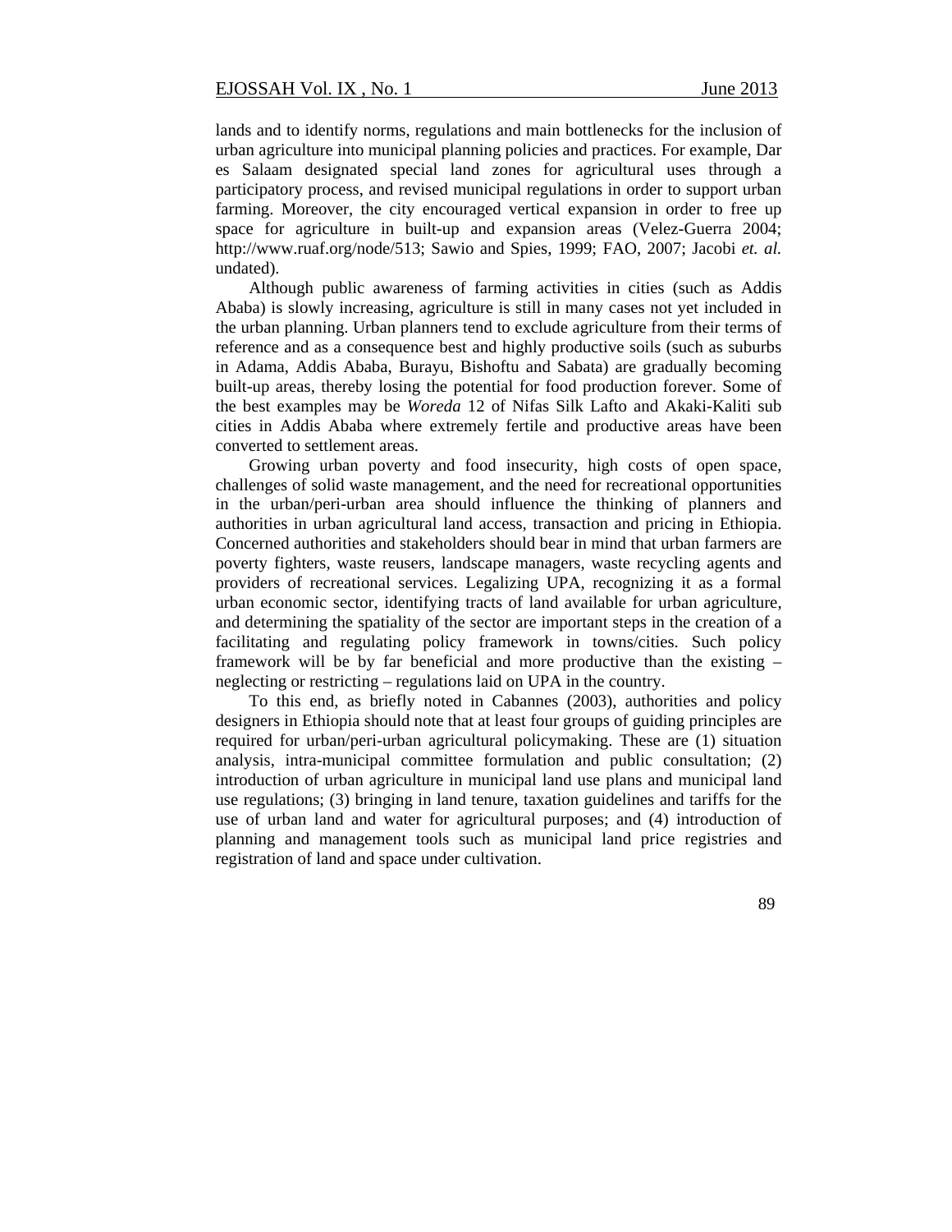lands and to identify norms, regulations and main bottlenecks for the inclusion of urban agriculture into municipal planning policies and practices. For example, Dar es Salaam designated special land zones for agricultural uses through a participatory process, and revised municipal regulations in order to support urban farming. Moreover, the city encouraged vertical expansion in order to free up space for agriculture in built-up and expansion areas (Velez-Guerra 2004; http://www.ruaf.org/node/513; Sawio and Spies, 1999; FAO, 2007; Jacobi *et. al.* undated).

Although public awareness of farming activities in cities (such as Addis Ababa) is slowly increasing, agriculture is still in many cases not yet included in the urban planning. Urban planners tend to exclude agriculture from their terms of reference and as a consequence best and highly productive soils (such as suburbs in Adama, Addis Ababa, Burayu, Bishoftu and Sabata) are gradually becoming built-up areas, thereby losing the potential for food production forever. Some of the best examples may be *Woreda* 12 of Nifas Silk Lafto and Akaki-Kaliti sub cities in Addis Ababa where extremely fertile and productive areas have been converted to settlement areas.

Growing urban poverty and food insecurity, high costs of open space, challenges of solid waste management, and the need for recreational opportunities in the urban/peri-urban area should influence the thinking of planners and authorities in urban agricultural land access, transaction and pricing in Ethiopia. Concerned authorities and stakeholders should bear in mind that urban farmers are poverty fighters, waste reusers, landscape managers, waste recycling agents and providers of recreational services. Legalizing UPA, recognizing it as a formal urban economic sector, identifying tracts of land available for urban agriculture, and determining the spatiality of the sector are important steps in the creation of a facilitating and regulating policy framework in towns/cities. Such policy framework will be by far beneficial and more productive than the existing – neglecting or restricting – regulations laid on UPA in the country.

To this end, as briefly noted in Cabannes (2003), authorities and policy designers in Ethiopia should note that at least four groups of guiding principles are required for urban/peri-urban agricultural policymaking. These are (1) situation analysis, intra-municipal committee formulation and public consultation; (2) introduction of urban agriculture in municipal land use plans and municipal land use regulations; (3) bringing in land tenure, taxation guidelines and tariffs for the use of urban land and water for agricultural purposes; and (4) introduction of planning and management tools such as municipal land price registries and registration of land and space under cultivation.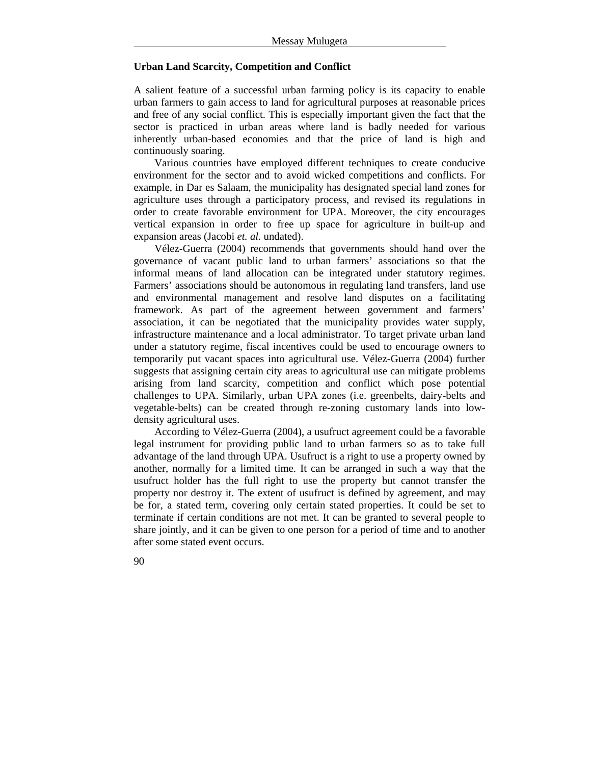### Urban Land Scarcity, Competition and Conflict

A salient feature of a successful urban farming policy is its capacity to enable urban farmers to gain access to land for agricultural purposes at reasonable prices and free of any social conflict. This is especially important given the fact that the sector is practiced in urban areas where land is badly needed for various inherently urban-based economies and that the price of land is high and continuously soaring.

Various countries have employed different techniques to create conducive environment for the sector and to avoid wicked competitions and conflicts. For example, in Dar es Salaam, the municipality has designated special land zones for agriculture uses through a participatory process, and revised its regulations in order to create favorable environment for UPA. Moreover, the city encourages vertical expansion in order to free up space for agriculture in built-up and expansion areas (Jacobi *et. al.* undated).

Vélez-Guerra (2004) recommends that governments should hand over the governance of vacant public land to urban farmers' associations so that the informal means of land allocation can be integrated under statutory regimes. Farmers' associations should be autonomous in regulating land transfers, land use and environmental management and resolve land disputes on a facilitating framework. As part of the agreement between government and farmers' association, it can be negotiated that the municipality provides water supply, infrastructure maintenance and a local administrator. To target private urban land under a statutory regime, fiscal incentives could be used to encourage owners to temporarily put vacant spaces into agricultural use. Vélez-Guerra (2004) further suggests that assigning certain city areas to agricultural use can mitigate problems arising from land scarcity, competition and conflict which pose potential challenges to UPA. Similarly, urban UPA zones (i.e. greenbelts, dairy-belts and vegetable-belts) can be created through re-zoning customary lands into low-density agricultural uses.

According to Vélez-Guerra (2004), a usufruct agreement could be a favorable legal instrument for providing public land to urban farmers so as to take full advantage of the land through UPA. Usufruct is a right to use a property owned by another, normally for a limited time. It can be arranged in such a way that the usufruct holder has the full right to use the property but cannot transfer the property nor destroy it. The extent of usufruct is defined by agreement, and may be for, a stated term, covering only certain stated properties. It could be set to terminate if certain conditions are not met. It can be granted to several people to share jointly, and it can be given to one person for a period of time and to another after some stated event occurs.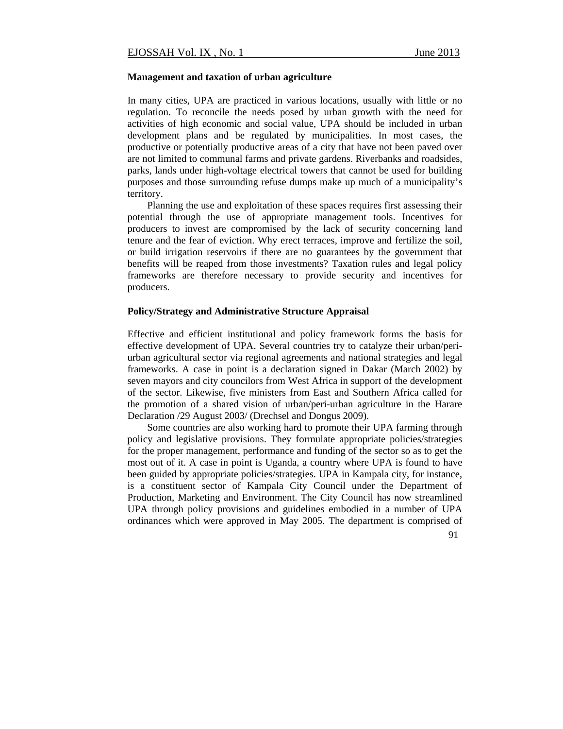### Management and taxation of urban agriculture

In many cities, UPA are practiced in various locations, usually with little or no regulation. To reconcile the needs posed by urban growth with the need for activities of high economic and social value, UPA should be included in urban development plans and be regulated by municipalities. In most cases, the productive or potentially productive areas of a city that have not been paved over are not limited to communal farms and private gardens. Riverbanks and roadsides, parks, lands under high-voltage electrical towers that cannot be used for building purposes and those surrounding refuse dumps make up much of a municipality's territory.

Planning the use and exploitation of these spaces requires first assessing their potential through the use of appropriate management tools. Incentives for producers to invest are compromised by the lack of security concerning land tenure and the fear of eviction. Why erect terraces, improve and fertilize the soil, or build irrigation reservoirs if there are no guarantees by the government that benefits will be reaped from those investments? Taxation rules and legal policy frameworks are therefore necessary to provide security and incentives for producers.

### Policy/Strategy and Administrative Structure Appraisal

Effective and efficient institutional and policy framework forms the basis for effective development of UPA. Several countries try to catalyze their urban/peri-urban agricultural sector via regional agreements and national strategies and legal frameworks. A case in point is a declaration signed in Dakar (March 2002) by seven mayors and city councilors from West Africa in support of the development of the sector. Likewise, five ministers from East and Southern Africa called for the promotion of a shared vision of urban/peri-urban agriculture in the Harare Declaration /29 August 2003/ (Drechsel and Dongus 2009).

Some countries are also working hard to promote their UPA farming through policy and legislative provisions. They formulate appropriate policies/strategies for the proper management, performance and funding of the sector so as to get the most out of it. A case in point is Uganda, a country where UPA is found to have been guided by appropriate policies/strategies. UPA in Kampala city, for instance, is a constituent sector of Kampala City Council under the Department of Production, Marketing and Environment. The City Council has now streamlined UPA through policy provisions and guidelines embodied in a number of UPA ordinances which were approved in May 2005. The department is comprised of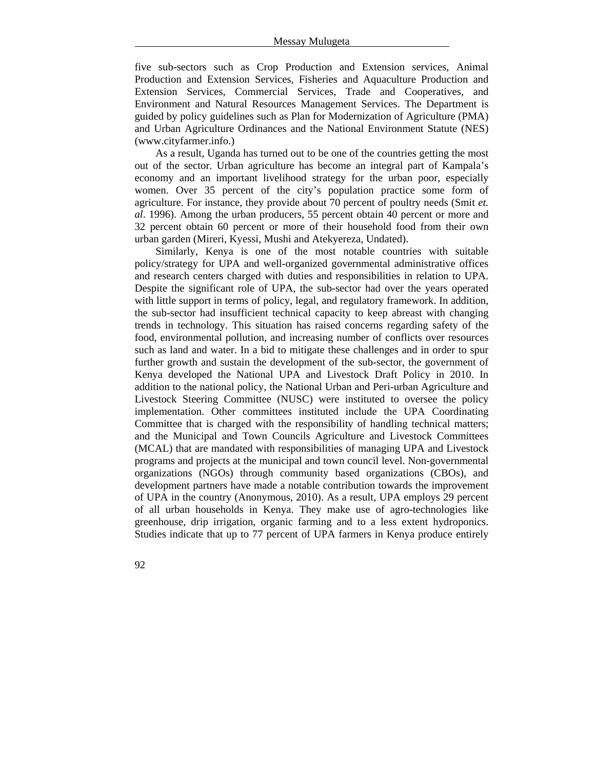five sub-sectors such as Crop Production and Extension services, Animal Production and Extension Services, Fisheries and Aquaculture Production and Extension Services, Commercial Services, Trade and Cooperatives, and Environment and Natural Resources Management Services. The Department is guided by policy guidelines such as Plan for Modernization of Agriculture (PMA) and Urban Agriculture Ordinances and the National Environment Statute (NES) (www.cityfarmer.info.)

As a result, Uganda has turned out to be one of the countries getting the most out of the sector. Urban agriculture has become an integral part of Kampala's economy and an important livelihood strategy for the urban poor, especially women. Over 35 percent of the city's population practice some form of agriculture. For instance, they provide about 70 percent of poultry needs (Smit *et. al*. 1996). Among the urban producers, 55 percent obtain 40 percent or more and 32 percent obtain 60 percent or more of their household food from their own urban garden (Mireri, Kyessi, Mushi and Atekyereza, Undated).

Similarly, Kenya is one of the most notable countries with suitable policy/strategy for UPA and well-organized governmental administrative offices and research centers charged with duties and responsibilities in relation to UPA. Despite the significant role of UPA, the sub-sector had over the years operated with little support in terms of policy, legal, and regulatory framework. In addition, the sub-sector had insufficient technical capacity to keep abreast with changing trends in technology. This situation has raised concerns regarding safety of the food, environmental pollution, and increasing number of conflicts over resources such as land and water. In a bid to mitigate these challenges and in order to spur further growth and sustain the development of the sub-sector, the government of Kenya developed the National UPA and Livestock Draft Policy in 2010. In addition to the national policy, the National Urban and Peri-urban Agriculture and Livestock Steering Committee (NUSC) were instituted to oversee the policy implementation. Other committees instituted include the UPA Coordinating Committee that is charged with the responsibility of handling technical matters; and the Municipal and Town Councils Agriculture and Livestock Committees (MCAL) that are mandated with responsibilities of managing UPA and Livestock programs and projects at the municipal and town council level. Non-governmental organizations (NGOs) through community based organizations (CBOs), and development partners have made a notable contribution towards the improvement of UPA in the country (Anonymous, 2010). As a result, UPA employs 29 percent of all urban households in Kenya. They make use of agro-technologies like greenhouse, drip irrigation, organic farming and to a less extent hydroponics. Studies indicate that up to 77 percent of UPA farmers in Kenya produce entirely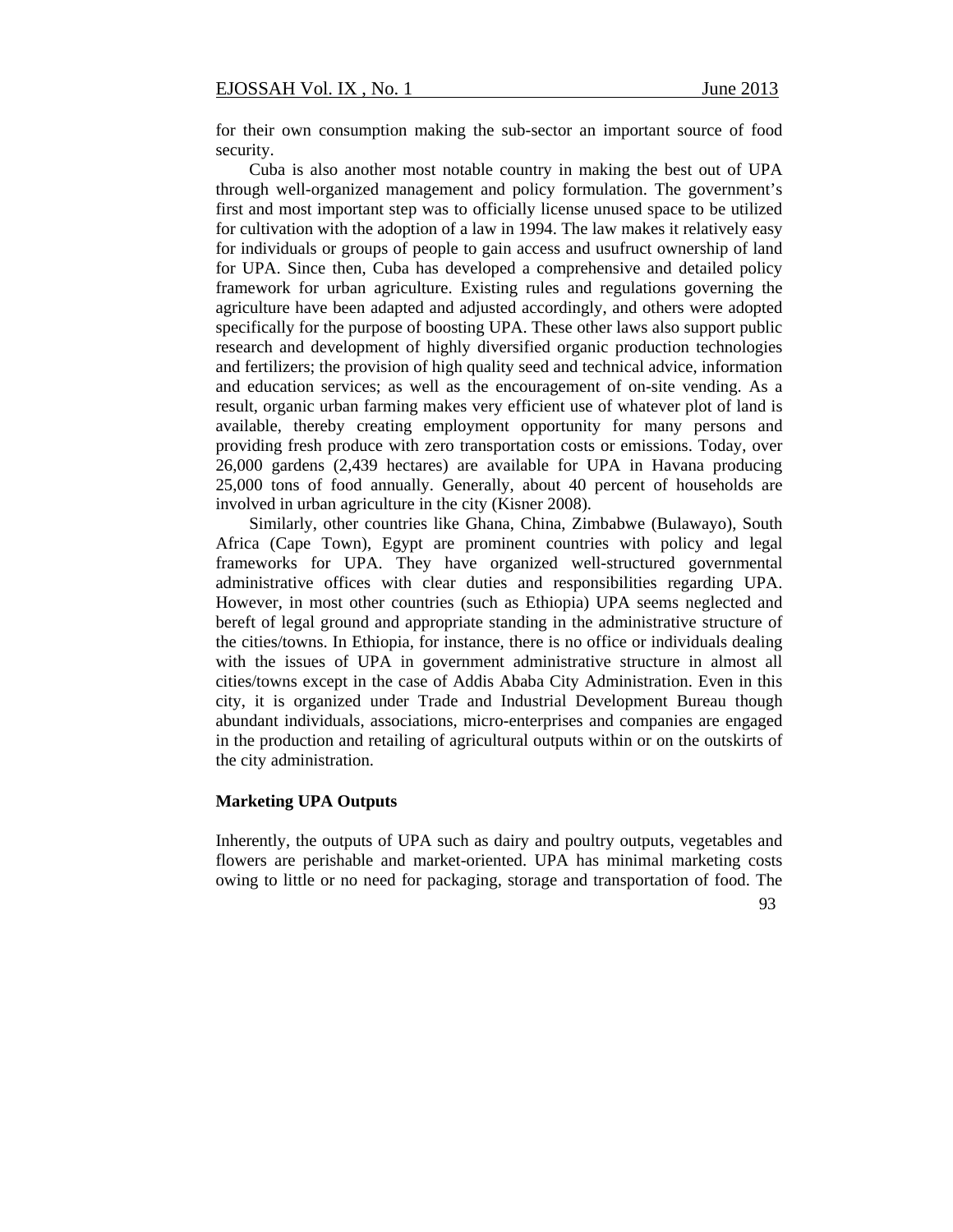for their own consumption making the sub-sector an important source of food security.

Cuba is also another most notable country in making the best out of UPA through well-organized management and policy formulation. The government's first and most important step was to officially license unused space to be utilized for cultivation with the adoption of a law in 1994. The law makes it relatively easy for individuals or groups of people to gain access and usufruct ownership of land for UPA. Since then, Cuba has developed a comprehensive and detailed policy framework for urban agriculture. Existing rules and regulations governing the agriculture have been adapted and adjusted accordingly, and others were adopted specifically for the purpose of boosting UPA. These other laws also support public research and development of highly diversified organic production technologies and fertilizers; the provision of high quality seed and technical advice, information and education services; as well as the encouragement of on-site vending. As a result, organic urban farming makes very efficient use of whatever plot of land is available, thereby creating employment opportunity for many persons and providing fresh produce with zero transportation costs or emissions. Today, over 26,000 gardens (2,439 hectares) are available for UPA in Havana producing 25,000 tons of food annually. Generally, about 40 percent of households are involved in urban agriculture in the city (Kisner 2008).

Similarly, other countries like Ghana, China, Zimbabwe (Bulawayo), South Africa (Cape Town), Egypt are prominent countries with policy and legal frameworks for UPA. They have organized well-structured governmental administrative offices with clear duties and responsibilities regarding UPA. However, in most other countries (such as Ethiopia) UPA seems neglected and bereft of legal ground and appropriate standing in the administrative structure of the cities/towns. In Ethiopia, for instance, there is no office or individuals dealing with the issues of UPA in government administrative structure in almost all cities/towns except in the case of Addis Ababa City Administration. Even in this city, it is organized under Trade and Industrial Development Bureau though abundant individuals, associations, micro-enterprises and companies are engaged in the production and retailing of agricultural outputs within or on the outskirts of the city administration.

**Marketing UPA Outputs**

Inherently, the outputs of UPA such as dairy and poultry outputs, vegetables and flowers are perishable and market-oriented. UPA has minimal marketing costs owing to little or no need for packaging, storage and transportation of food. The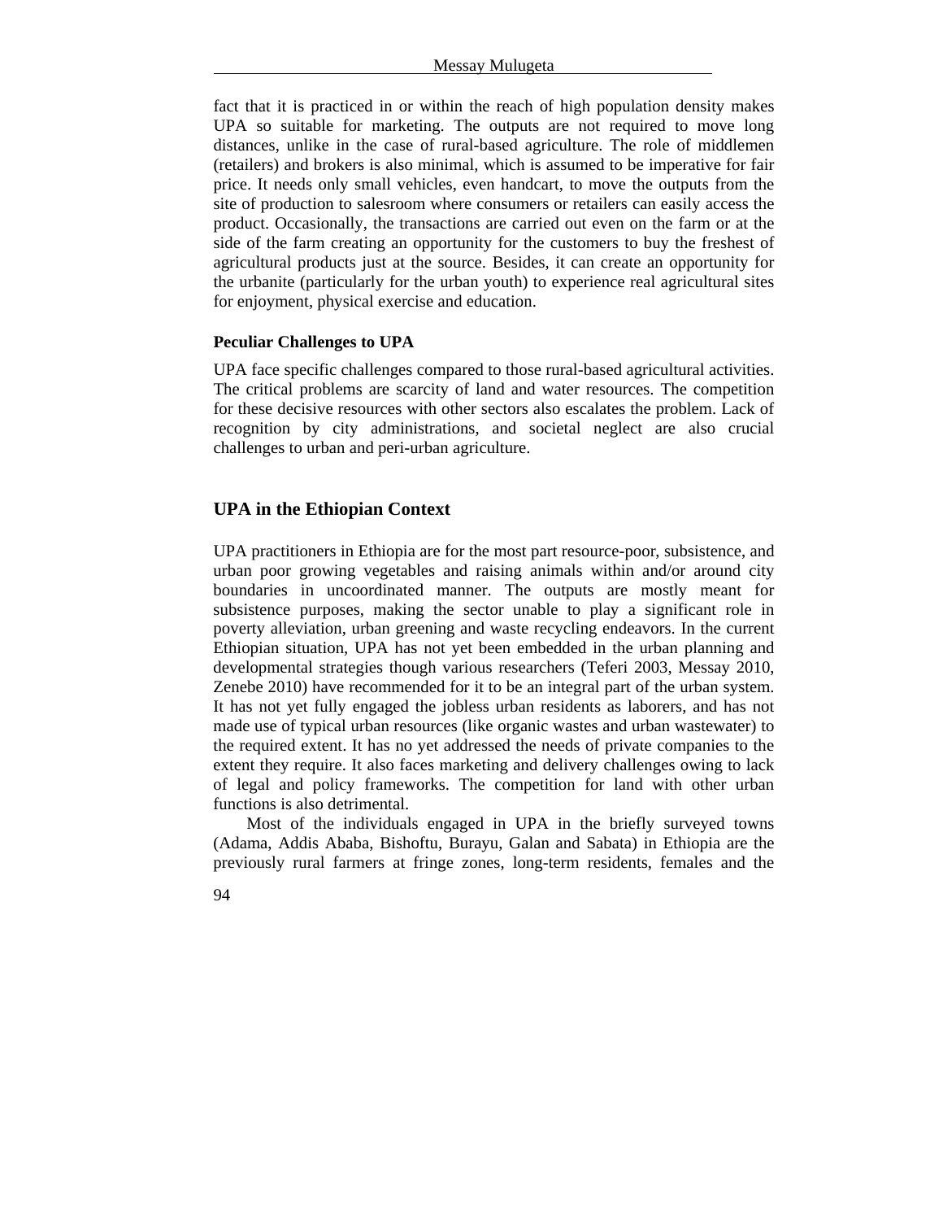fact that it is practiced in or within the reach of high population density makes UPA so suitable for marketing. The outputs are not required to move long distances, unlike in the case of rural-based agriculture. The role of middlemen (retailers) and brokers is also minimal, which is assumed to be imperative for fair price. It needs only small vehicles, even handcart, to move the outputs from the site of production to salesroom where consumers or retailers can easily access the product. Occasionally, the transactions are carried out even on the farm or at the side of the farm creating an opportunity for the customers to buy the freshest of agricultural products just at the source. Besides, it can create an opportunity for the urbanite (particularly for the urban youth) to experience real agricultural sites for enjoyment, physical exercise and education.

### Peculiar Challenges to UPA

UPA face specific challenges compared to those rural-based agricultural activities. The critical problems are scarcity of land and water resources. The competition for these decisive resources with other sectors also escalates the problem. Lack of recognition by city administrations, and societal neglect are also crucial challenges to urban and peri-urban agriculture.

## UPA in the Ethiopian Context

UPA practitioners in Ethiopia are for the most part resource-poor, subsistence, and urban poor growing vegetables and raising animals within and/or around city boundaries in uncoordinated manner. The outputs are mostly meant for subsistence purposes, making the sector unable to play a significant role in poverty alleviation, urban greening and waste recycling endeavors. In the current Ethiopian situation, UPA has not yet been embedded in the urban planning and developmental strategies though various researchers (Teferi 2003, Messay 2010, Zenebe 2010) have recommended for it to be an integral part of the urban system. It has not yet fully engaged the jobless urban residents as laborers, and has not made use of typical urban resources (like organic wastes and urban wastewater) to the required extent. It has no yet addressed the needs of private companies to the extent they require. It also faces marketing and delivery challenges owing to lack of legal and policy frameworks. The competition for land with other urban functions is also detrimental.

Most of the individuals engaged in UPA in the briefly surveyed towns (Adama, Addis Ababa, Bishoftu, Burayu, Galan and Sabata) in Ethiopia are the previously rural farmers at fringe zones, long-term residents, females and the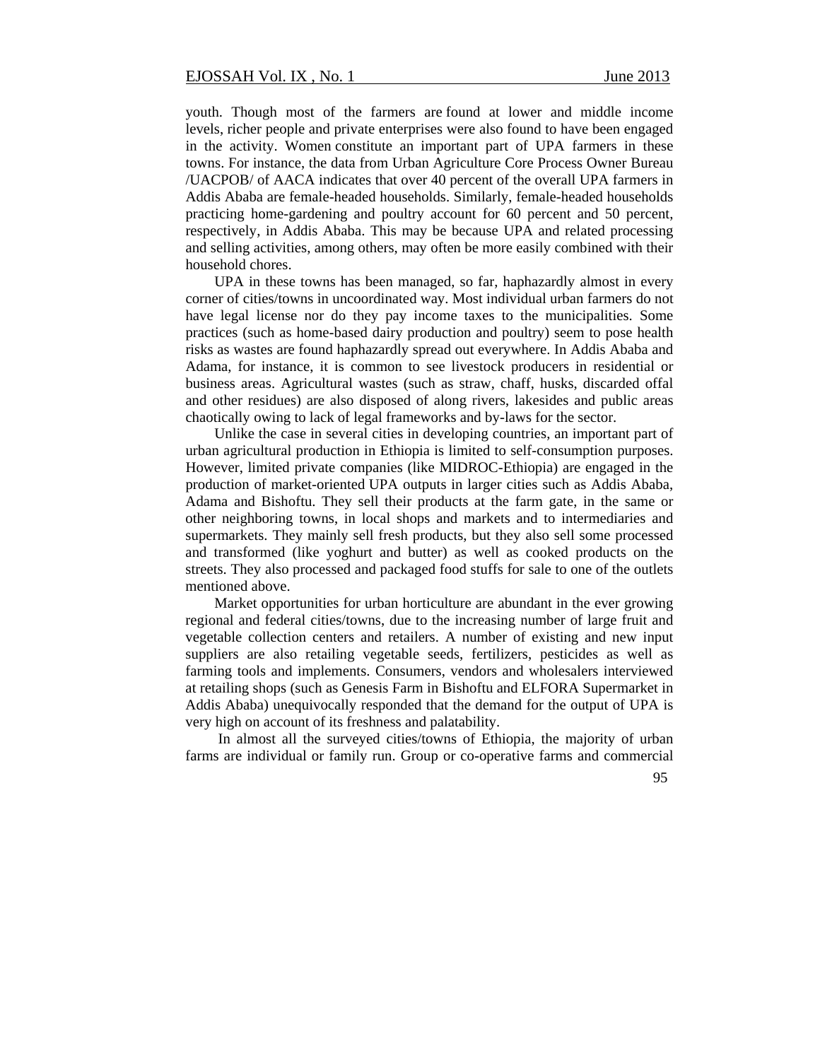youth. Though most of the farmers are found at lower and middle income levels, richer people and private enterprises were also found to have been engaged in the activity. Women constitute an important part of UPA farmers in these towns. For instance, the data from Urban Agriculture Core Process Owner Bureau /UACPOB/ of AACA indicates that over 40 percent of the overall UPA farmers in Addis Ababa are female-headed households. Similarly, female-headed households practicing home-gardening and poultry account for 60 percent and 50 percent, respectively, in Addis Ababa. This may be because UPA and related processing and selling activities, among others, may often be more easily combined with their household chores.

UPA in these towns has been managed, so far, haphazardly almost in every corner of cities/towns in uncoordinated way. Most individual urban farmers do not have legal license nor do they pay income taxes to the municipalities. Some practices (such as home-based dairy production and poultry) seem to pose health risks as wastes are found haphazardly spread out everywhere. In Addis Ababa and Adama, for instance, it is common to see livestock producers in residential or business areas. Agricultural wastes (such as straw, chaff, husks, discarded offal and other residues) are also disposed of along rivers, lakesides and public areas chaotically owing to lack of legal frameworks and by-laws for the sector.

Unlike the case in several cities in developing countries, an important part of urban agricultural production in Ethiopia is limited to self-consumption purposes. However, limited private companies (like MIDROC-Ethiopia) are engaged in the production of market-oriented UPA outputs in larger cities such as Addis Ababa, Adama and Bishoftu. They sell their products at the farm gate, in the same or other neighboring towns, in local shops and markets and to intermediaries and supermarkets. They mainly sell fresh products, but they also sell some processed and transformed (like yoghurt and butter) as well as cooked products on the streets. They also processed and packaged food stuffs for sale to one of the outlets mentioned above.

Market opportunities for urban horticulture are abundant in the ever growing regional and federal cities/towns, due to the increasing number of large fruit and vegetable collection centers and retailers. A number of existing and new input suppliers are also retailing vegetable seeds, fertilizers, pesticides as well as farming tools and implements. Consumers, vendors and wholesalers interviewed at retailing shops (such as Genesis Farm in Bishoftu and ELFORA Supermarket in Addis Ababa) unequivocally responded that the demand for the output of UPA is very high on account of its freshness and palatability.

In almost all the surveyed cities/towns of Ethiopia, the majority of urban farms are individual or family run. Group or co-operative farms and commercial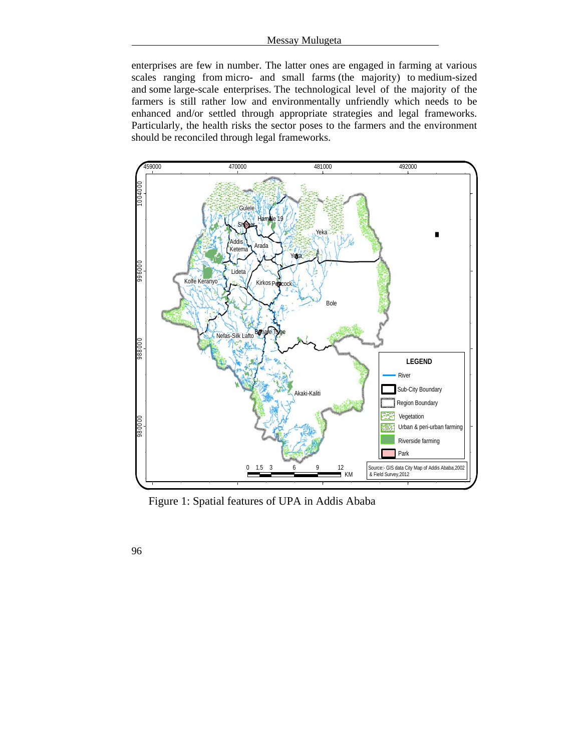enterprises are few in number. The latter ones are engaged in farming at various scales ranging from micro- and small farms (the majority) to medium-sized and some large-scale enterprises. The technological level of the majority of the farmers is still rather low and environmentally unfriendly which needs to be enhanced and/or settled through appropriate strategies and legal frameworks. Particularly, the health risks the sector poses to the farmers and the environment should be reconciled through legal frameworks.

Figure 1: Spatial features of UPA in Addis Ababa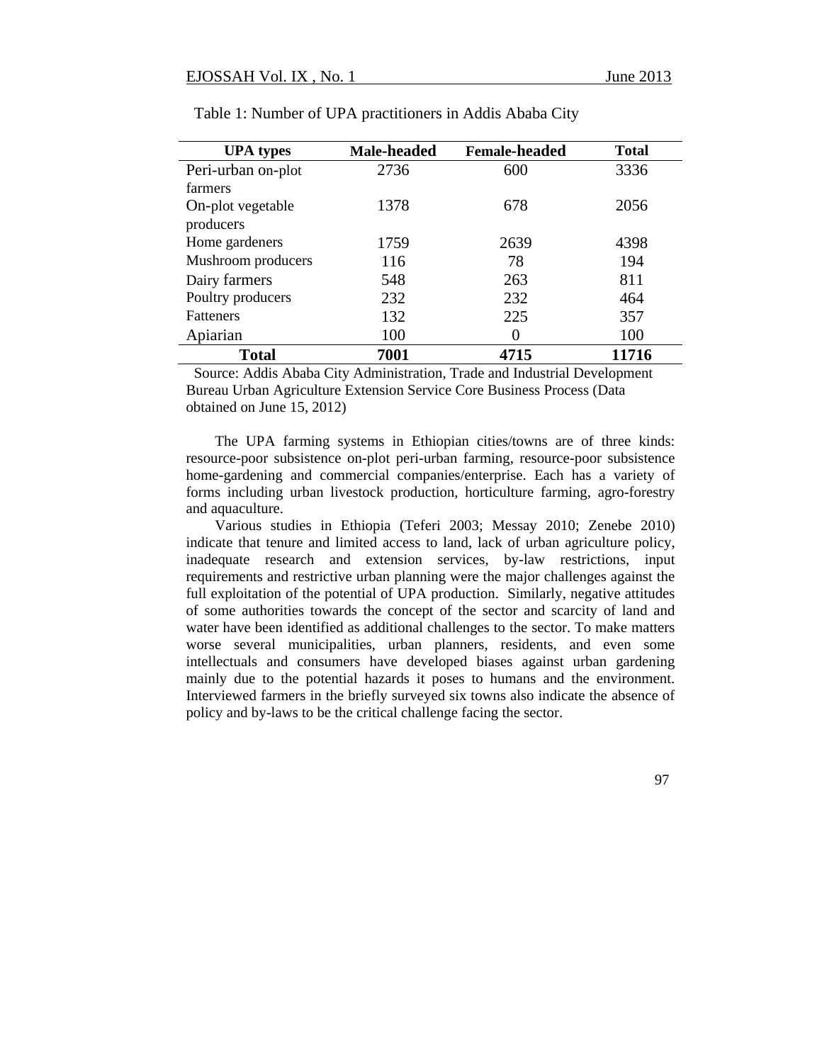Table 1: Number of UPA practitioners in Addis Ababa City

| UPA types | Male-headed | Female-headed | Total |
|---|---|---|---|
| Peri-urban on-plot farmers | 2736 | 600 | 3336 |
| On-plot vegetable producers | 1378 | 678 | 2056 |
| Home gardeners | 1759 | 2639 | 4398 |
| Mushroom producers | 116 | 78 | 194 |
| Dairy farmers | 548 | 263 | 811 |
| Poultry producers | 232 | 232 | 464 |
| Fatteners | 132 | 225 | 357 |
| Apiarian | 100 | 0 | 100 |
| **Total** | **7001** | **4715** | **11716** |

Source: Addis Ababa City Administration, Trade and Industrial Development Bureau Urban Agriculture Extension Service Core Business Process (Data obtained on June 15, 2012)

The UPA farming systems in Ethiopian cities/towns are of three kinds: resource-poor subsistence on-plot peri-urban farming, resource-poor subsistence home-gardening and commercial companies/enterprise. Each has a variety of forms including urban livestock production, horticulture farming, agro-forestry and aquaculture.

Various studies in Ethiopia (Teferi 2003; Messay 2010; Zenebe 2010) indicate that tenure and limited access to land, lack of urban agriculture policy, inadequate research and extension services, by-law restrictions, input requirements and restrictive urban planning were the major challenges against the full exploitation of the potential of UPA production. Similarly, negative attitudes of some authorities towards the concept of the sector and scarcity of land and water have been identified as additional challenges to the sector. To make matters worse several municipalities, urban planners, residents, and even some intellectuals and consumers have developed biases against urban gardening mainly due to the potential hazards it poses to humans and the environment. Interviewed farmers in the briefly surveyed six towns also indicate the absence of policy and by-laws to be the critical challenge facing the sector.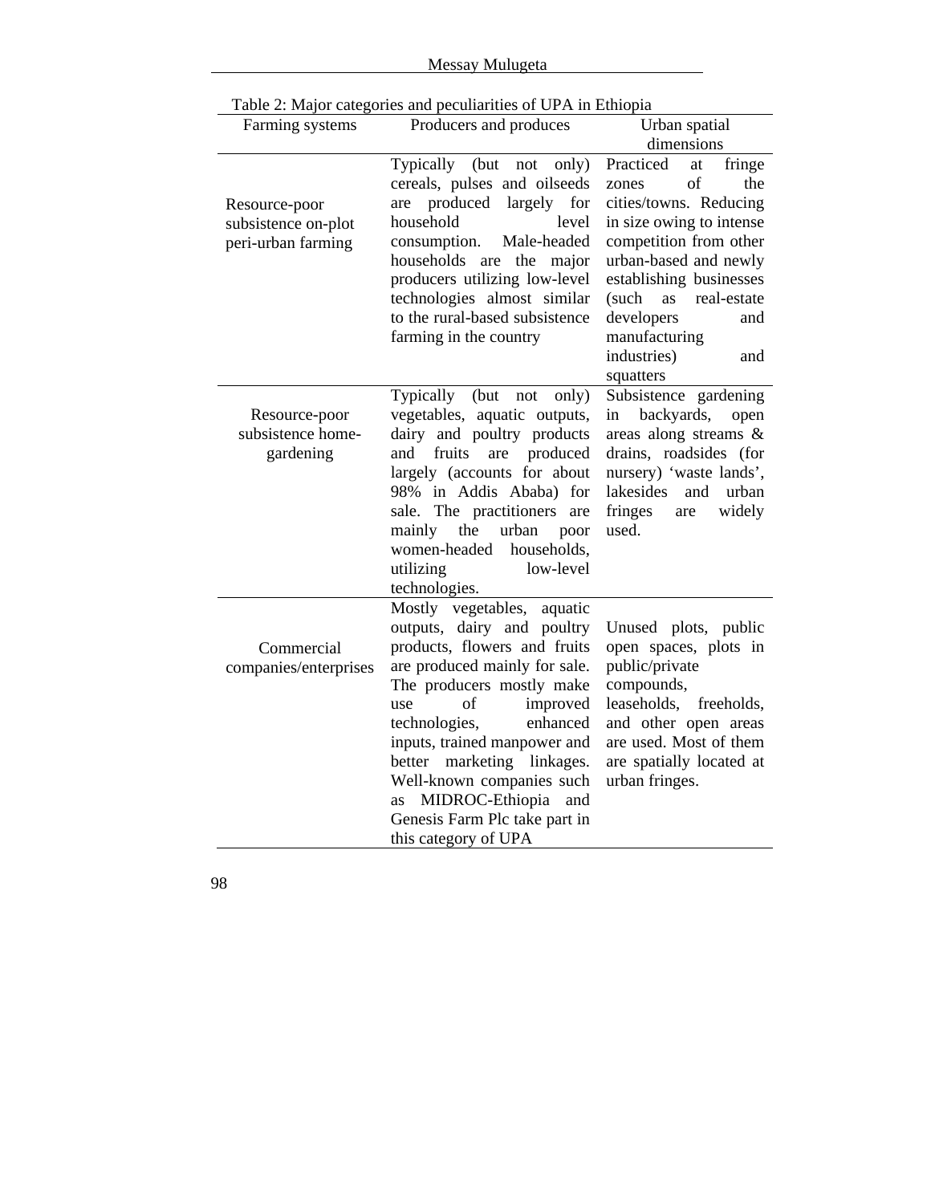Table 2: Major categories and peculiarities of UPA in Ethiopia

| Farming systems | Producers and produces | Urban spatial dimensions |
|---|---|---|
| Resource-poor subsistence on-plot peri-urban farming | Typically (but not only) cereals, pulses and oilseeds are produced largely for household level consumption. Male-headed households are the major producers utilizing low-level technologies almost similar to the rural-based subsistence farming in the country | Practiced at fringe zones of the cities/towns. Reducing in size owing to intense competition from other urban-based and newly establishing businesses (such as real-estate developers and manufacturing industries) and squatters |
| Resource-poor subsistence home-gardening | Typically (but not only) vegetables, aquatic outputs, dairy and poultry products and fruits are produced largely (accounts for about 98% in Addis Ababa) for sale. The practitioners are mainly the urban poor women-headed households, utilizing low-level technologies. | Subsistence gardening in backyards, open areas along streams & drains, roadsides (for nursery) 'waste lands', lakesides and urban fringes are widely used. |
| Commercial companies/enterprises | Mostly vegetables, aquatic outputs, dairy and poultry products, flowers and fruits are produced mainly for sale. The producers mostly make use of improved technologies, enhanced inputs, trained manpower and better marketing linkages. Well-known companies such as MIDROC-Ethiopia and Genesis Farm Plc take part in this category of UPA | Unused plots, public open spaces, plots in public/private compounds, leaseholds, freeholds, and other open areas are used. Most of them are spatially located at urban fringes. |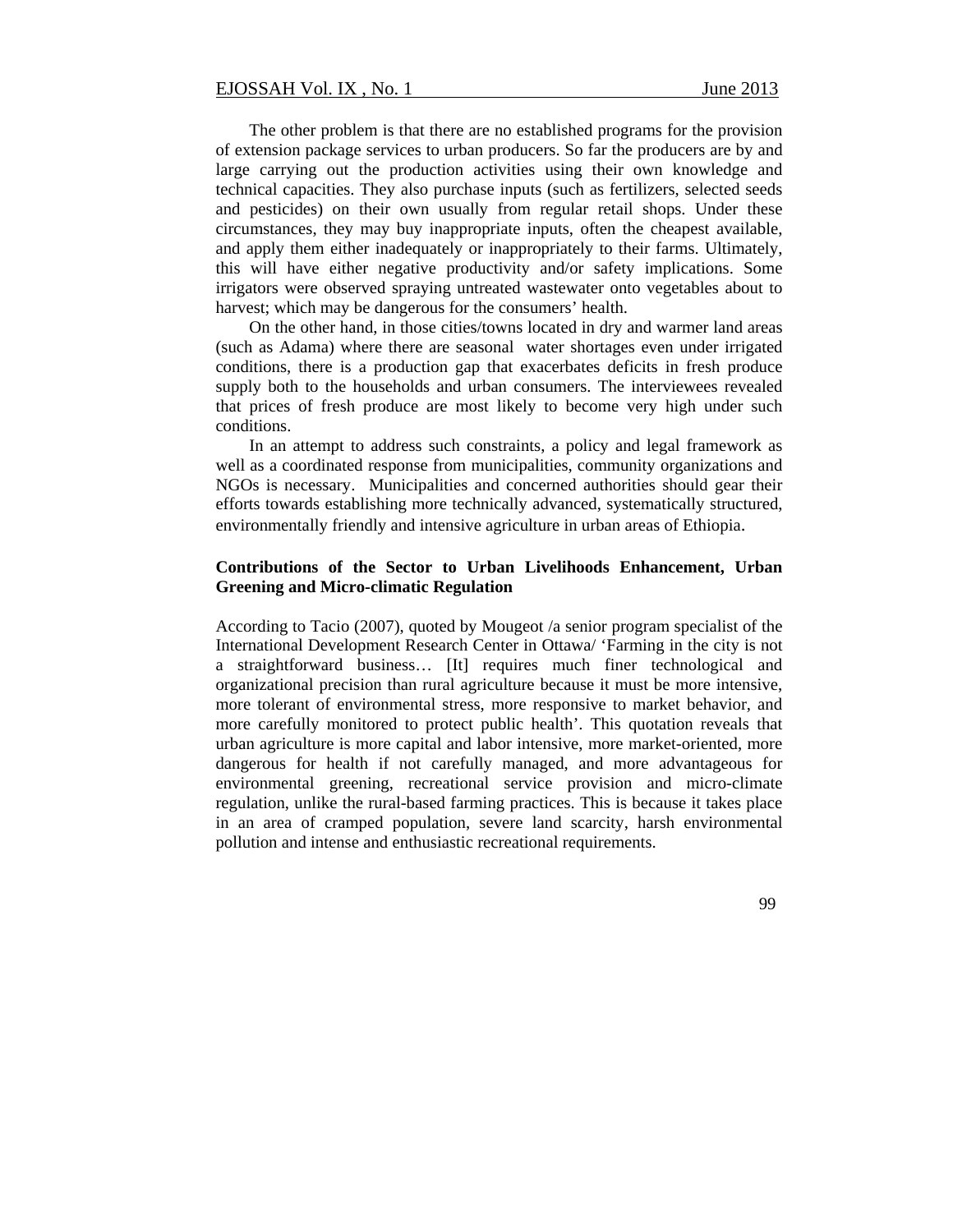The other problem is that there are no established programs for the provision of extension package services to urban producers. So far the producers are by and large carrying out the production activities using their own knowledge and technical capacities. They also purchase inputs (such as fertilizers, selected seeds and pesticides) on their own usually from regular retail shops. Under these circumstances, they may buy inappropriate inputs, often the cheapest available, and apply them either inadequately or inappropriately to their farms. Ultimately, this will have either negative productivity and/or safety implications. Some irrigators were observed spraying untreated wastewater onto vegetables about to harvest; which may be dangerous for the consumers' health.

On the other hand, in those cities/towns located in dry and warmer land areas (such as Adama) where there are seasonal water shortages even under irrigated conditions, there is a production gap that exacerbates deficits in fresh produce supply both to the households and urban consumers. The interviewees revealed that prices of fresh produce are most likely to become very high under such conditions.

In an attempt to address such constraints, a policy and legal framework as well as a coordinated response from municipalities, community organizations and NGOs is necessary. Municipalities and concerned authorities should gear their efforts towards establishing more technically advanced, systematically structured, environmentally friendly and intensive agriculture in urban areas of Ethiopia.

### Contributions of the Sector to Urban Livelihoods Enhancement, Urban Greening and Micro-climatic Regulation

According to Tacio (2007), quoted by Mougeot /a senior program specialist of the International Development Research Center in Ottawa/ 'Farming in the city is not a straightforward business… [It] requires much finer technological and organizational precision than rural agriculture because it must be more intensive, more tolerant of environmental stress, more responsive to market behavior, and more carefully monitored to protect public health'. This quotation reveals that urban agriculture is more capital and labor intensive, more market-oriented, more dangerous for health if not carefully managed, and more advantageous for environmental greening, recreational service provision and micro-climate regulation, unlike the rural-based farming practices. This is because it takes place in an area of cramped population, severe land scarcity, harsh environmental pollution and intense and enthusiastic recreational requirements.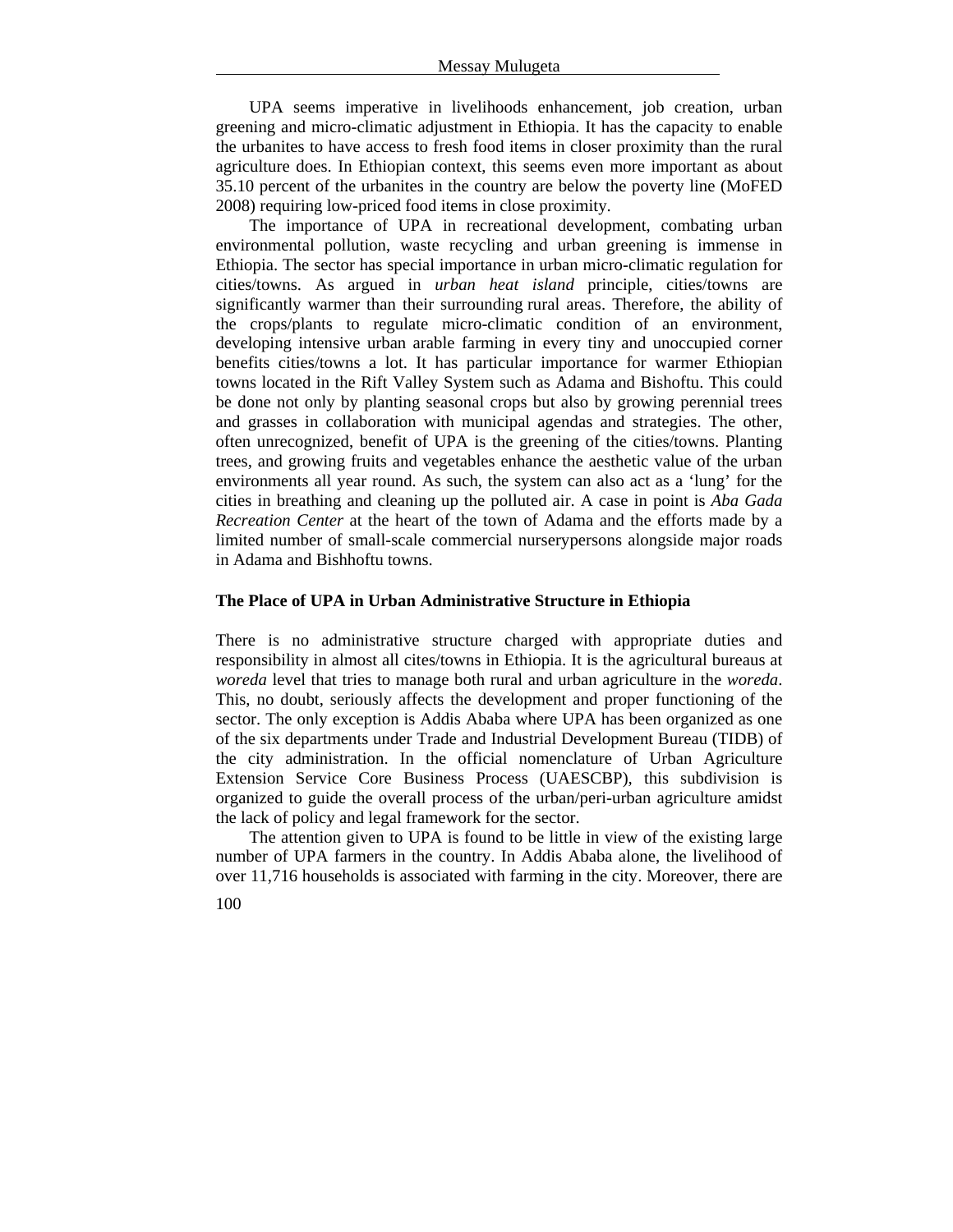UPA seems imperative in livelihoods enhancement, job creation, urban greening and micro-climatic adjustment in Ethiopia. It has the capacity to enable the urbanites to have access to fresh food items in closer proximity than the rural agriculture does. In Ethiopian context, this seems even more important as about 35.10 percent of the urbanites in the country are below the poverty line (MoFED 2008) requiring low-priced food items in close proximity.

The importance of UPA in recreational development, combating urban environmental pollution, waste recycling and urban greening is immense in Ethiopia. The sector has special importance in urban micro-climatic regulation for cities/towns. As argued in *urban heat island* principle, cities/towns are significantly warmer than their surrounding rural areas. Therefore, the ability of the crops/plants to regulate micro-climatic condition of an environment, developing intensive urban arable farming in every tiny and unoccupied corner benefits cities/towns a lot. It has particular importance for warmer Ethiopian towns located in the Rift Valley System such as Adama and Bishoftu. This could be done not only by planting seasonal crops but also by growing perennial trees and grasses in collaboration with municipal agendas and strategies. The other, often unrecognized, benefit of UPA is the greening of the cities/towns. Planting trees, and growing fruits and vegetables enhance the aesthetic value of the urban environments all year round. As such, the system can also act as a 'lung' for the cities in breathing and cleaning up the polluted air. A case in point is *Aba Gada Recreation Center* at the heart of the town of Adama and the efforts made by a limited number of small-scale commercial nurserypersons alongside major roads in Adama and Bishhoftu towns.

### The Place of UPA in Urban Administrative Structure in Ethiopia

There is no administrative structure charged with appropriate duties and responsibility in almost all cites/towns in Ethiopia. It is the agricultural bureaus at *woreda* level that tries to manage both rural and urban agriculture in the *woreda*. This, no doubt, seriously affects the development and proper functioning of the sector. The only exception is Addis Ababa where UPA has been organized as one of the six departments under Trade and Industrial Development Bureau (TIDB) of the city administration. In the official nomenclature of Urban Agriculture Extension Service Core Business Process (UAESCBP), this subdivision is organized to guide the overall process of the urban/peri-urban agriculture amidst the lack of policy and legal framework for the sector.

The attention given to UPA is found to be little in view of the existing large number of UPA farmers in the country. In Addis Ababa alone, the livelihood of over 11,716 households is associated with farming in the city. Moreover, there are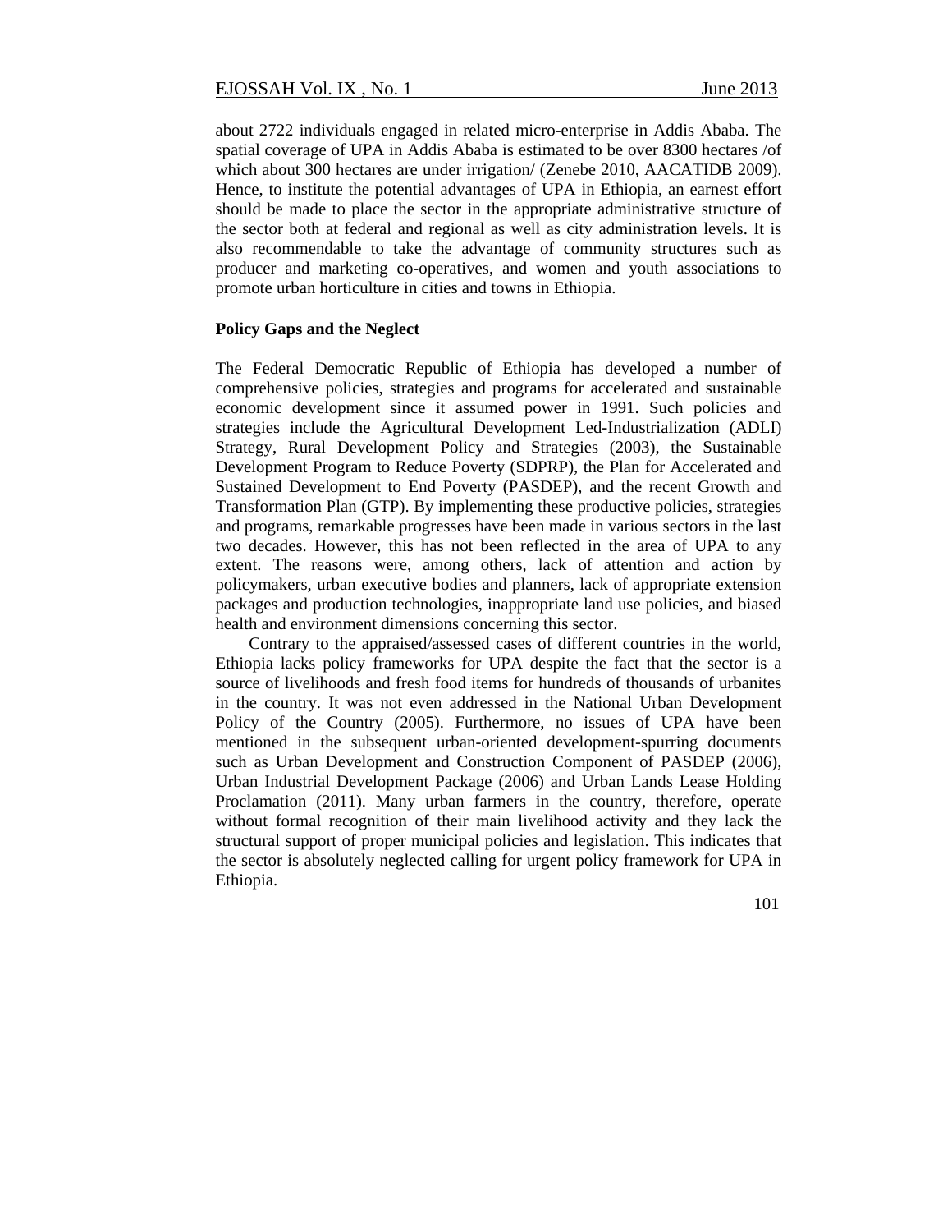about 2722 individuals engaged in related micro-enterprise in Addis Ababa. The spatial coverage of UPA in Addis Ababa is estimated to be over 8300 hectares /of which about 300 hectares are under irrigation/ (Zenebe 2010, AACATIDB 2009). Hence, to institute the potential advantages of UPA in Ethiopia, an earnest effort should be made to place the sector in the appropriate administrative structure of the sector both at federal and regional as well as city administration levels. It is also recommendable to take the advantage of community structures such as producer and marketing co-operatives, and women and youth associations to promote urban horticulture in cities and towns in Ethiopia.

**Policy Gaps and the Neglect**

The Federal Democratic Republic of Ethiopia has developed a number of comprehensive policies, strategies and programs for accelerated and sustainable economic development since it assumed power in 1991. Such policies and strategies include the Agricultural Development Led-Industrialization (ADLI) Strategy, Rural Development Policy and Strategies (2003), the Sustainable Development Program to Reduce Poverty (SDPRP), the Plan for Accelerated and Sustained Development to End Poverty (PASDEP), and the recent Growth and Transformation Plan (GTP). By implementing these productive policies, strategies and programs, remarkable progresses have been made in various sectors in the last two decades. However, this has not been reflected in the area of UPA to any extent. The reasons were, among others, lack of attention and action by policymakers, urban executive bodies and planners, lack of appropriate extension packages and production technologies, inappropriate land use policies, and biased health and environment dimensions concerning this sector.

Contrary to the appraised/assessed cases of different countries in the world, Ethiopia lacks policy frameworks for UPA despite the fact that the sector is a source of livelihoods and fresh food items for hundreds of thousands of urbanites in the country. It was not even addressed in the National Urban Development Policy of the Country (2005). Furthermore, no issues of UPA have been mentioned in the subsequent urban-oriented development-spurring documents such as Urban Development and Construction Component of PASDEP (2006), Urban Industrial Development Package (2006) and Urban Lands Lease Holding Proclamation (2011). Many urban farmers in the country, therefore, operate without formal recognition of their main livelihood activity and they lack the structural support of proper municipal policies and legislation. This indicates that the sector is absolutely neglected calling for urgent policy framework for UPA in Ethiopia.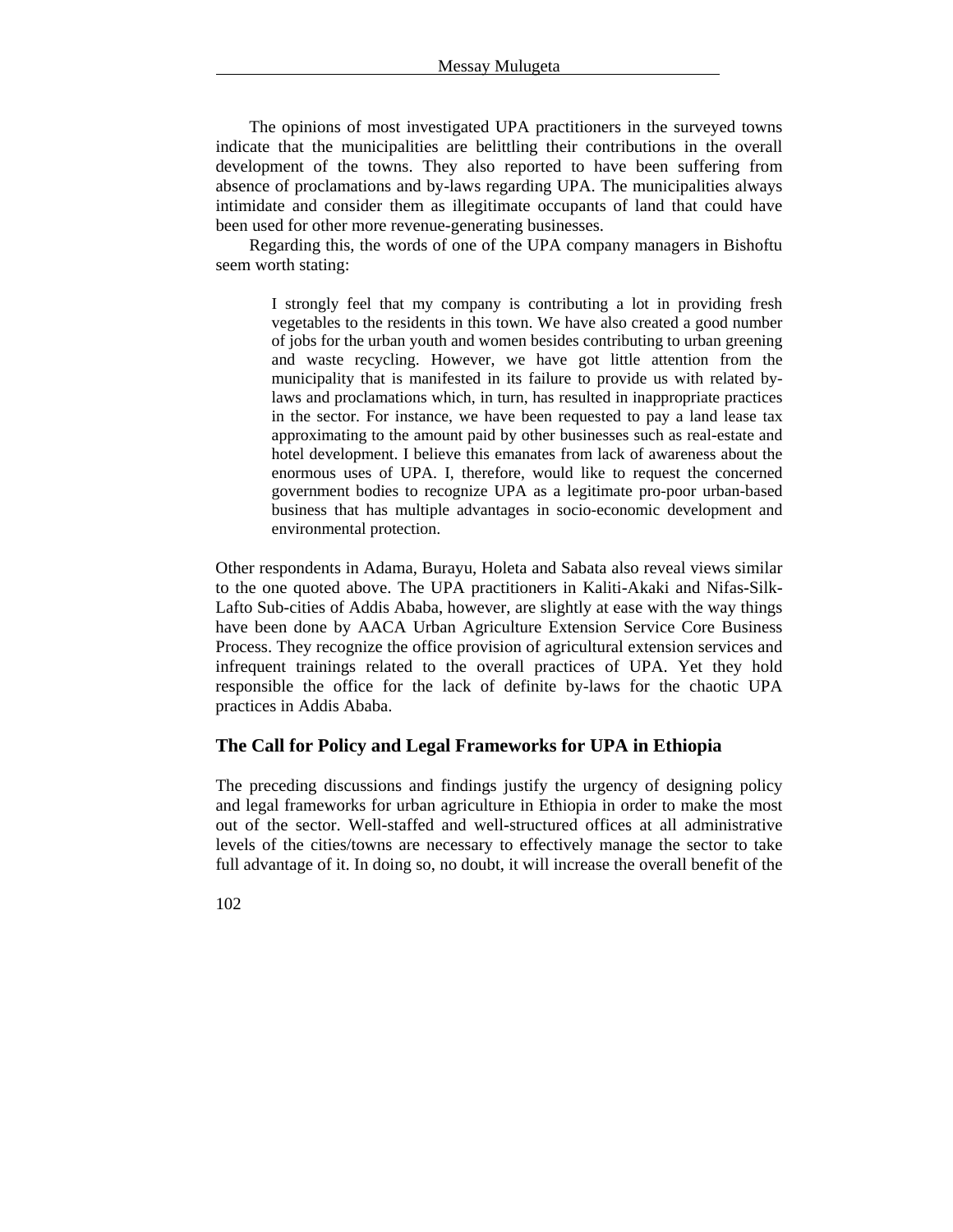The opinions of most investigated UPA practitioners in the surveyed towns indicate that the municipalities are belittling their contributions in the overall development of the towns. They also reported to have been suffering from absence of proclamations and by-laws regarding UPA. The municipalities always intimidate and consider them as illegitimate occupants of land that could have been used for other more revenue-generating businesses.

Regarding this, the words of one of the UPA company managers in Bishoftu seem worth stating:

> I strongly feel that my company is contributing a lot in providing fresh vegetables to the residents in this town. We have also created a good number of jobs for the urban youth and women besides contributing to urban greening and waste recycling. However, we have got little attention from the municipality that is manifested in its failure to provide us with related by-laws and proclamations which, in turn, has resulted in inappropriate practices in the sector. For instance, we have been requested to pay a land lease tax approximating to the amount paid by other businesses such as real-estate and hotel development. I believe this emanates from lack of awareness about the enormous uses of UPA. I, therefore, would like to request the concerned government bodies to recognize UPA as a legitimate pro-poor urban-based business that has multiple advantages in socio-economic development and environmental protection.

Other respondents in Adama, Burayu, Holeta and Sabata also reveal views similar to the one quoted above. The UPA practitioners in Kaliti-Akaki and Nifas-Silk-Lafto Sub-cities of Addis Ababa, however, are slightly at ease with the way things have been done by AACA Urban Agriculture Extension Service Core Business Process. They recognize the office provision of agricultural extension services and infrequent trainings related to the overall practices of UPA. Yet they hold responsible the office for the lack of definite by-laws for the chaotic UPA practices in Addis Ababa.

## The Call for Policy and Legal Frameworks for UPA in Ethiopia

The preceding discussions and findings justify the urgency of designing policy and legal frameworks for urban agriculture in Ethiopia in order to make the most out of the sector. Well-staffed and well-structured offices at all administrative levels of the cities/towns are necessary to effectively manage the sector to take full advantage of it. In doing so, no doubt, it will increase the overall benefit of the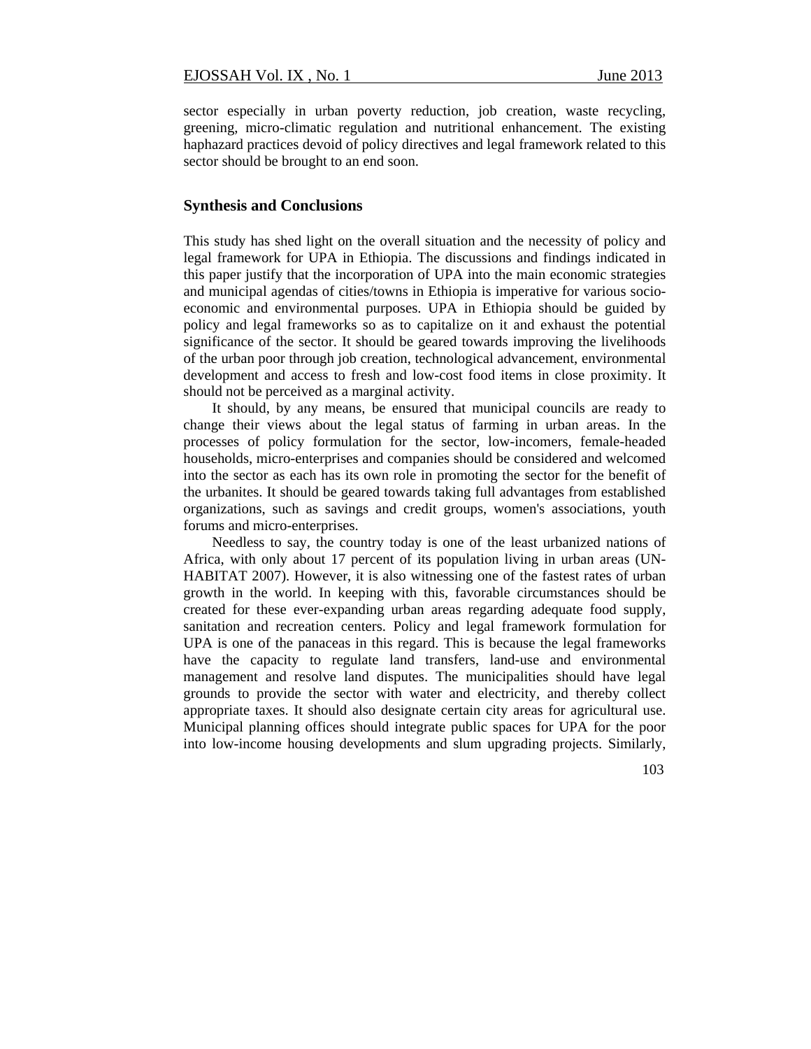sector especially in urban poverty reduction, job creation, waste recycling, greening, micro-climatic regulation and nutritional enhancement. The existing haphazard practices devoid of policy directives and legal framework related to this sector should be brought to an end soon.

## Synthesis and Conclusions

This study has shed light on the overall situation and the necessity of policy and legal framework for UPA in Ethiopia. The discussions and findings indicated in this paper justify that the incorporation of UPA into the main economic strategies and municipal agendas of cities/towns in Ethiopia is imperative for various socio-economic and environmental purposes. UPA in Ethiopia should be guided by policy and legal frameworks so as to capitalize on it and exhaust the potential significance of the sector. It should be geared towards improving the livelihoods of the urban poor through job creation, technological advancement, environmental development and access to fresh and low-cost food items in close proximity. It should not be perceived as a marginal activity.

It should, by any means, be ensured that municipal councils are ready to change their views about the legal status of farming in urban areas. In the processes of policy formulation for the sector, low-incomers, female-headed households, micro-enterprises and companies should be considered and welcomed into the sector as each has its own role in promoting the sector for the benefit of the urbanites. It should be geared towards taking full advantages from established organizations, such as savings and credit groups, women's associations, youth forums and micro-enterprises.

Needless to say, the country today is one of the least urbanized nations of Africa, with only about 17 percent of its population living in urban areas (UN-HABITAT 2007). However, it is also witnessing one of the fastest rates of urban growth in the world. In keeping with this, favorable circumstances should be created for these ever-expanding urban areas regarding adequate food supply, sanitation and recreation centers. Policy and legal framework formulation for UPA is one of the panaceas in this regard. This is because the legal frameworks have the capacity to regulate land transfers, land-use and environmental management and resolve land disputes. The municipalities should have legal grounds to provide the sector with water and electricity, and thereby collect appropriate taxes. It should also designate certain city areas for agricultural use. Municipal planning offices should integrate public spaces for UPA for the poor into low-income housing developments and slum upgrading projects. Similarly,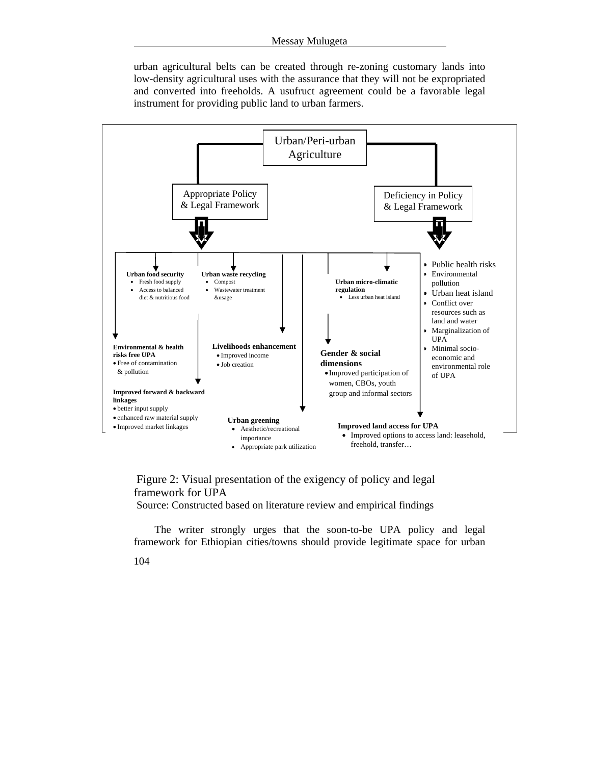urban agricultural belts can be created through re-zoning customary lands into low-density agricultural uses with the assurance that they will not be expropriated and converted into freeholds. A usufruct agreement could be a favorable legal instrument for providing public land to urban farmers.

Urban/Peri-urban Agriculture

Appropriate Policy & Legal Framework

Deficiency in Policy & Legal Framework

**Urban food security**
- Fresh food supply
- Access to balanced diet & nutritious food

**Urban waste recycling**
- Compost
- Wastewater treatment &usage

**Urban micro-climatic regulation**
- Less urban heat island

- Public health risks
- Environmental pollution
- Urban heat island
- Conflict over resources such as land and water
- Marginalization of UPA
- Minimal socio-economic and environmental role of UPA

**Environmental & health risks free UPA**
- Free of contamination & pollution

**Livelihoods enhancement**
- Improved income
- Job creation

**Gender & social dimensions**
- Improved participation of women, CBOs, youth group and informal sectors

**Improved forward & backward linkages**
- better input supply
- enhanced raw material supply
- Improved market linkages

**Urban greening**
- Aesthetic/recreational importance
- Appropriate park utilization

**Improved land access for UPA**
- Improved options to access land: leasehold, freehold, transfer…

Figure 2: Visual presentation of the exigency of policy and legal framework for UPA

Source: Constructed based on literature review and empirical findings

The writer strongly urges that the soon-to-be UPA policy and legal framework for Ethiopian cities/towns should provide legitimate space for urban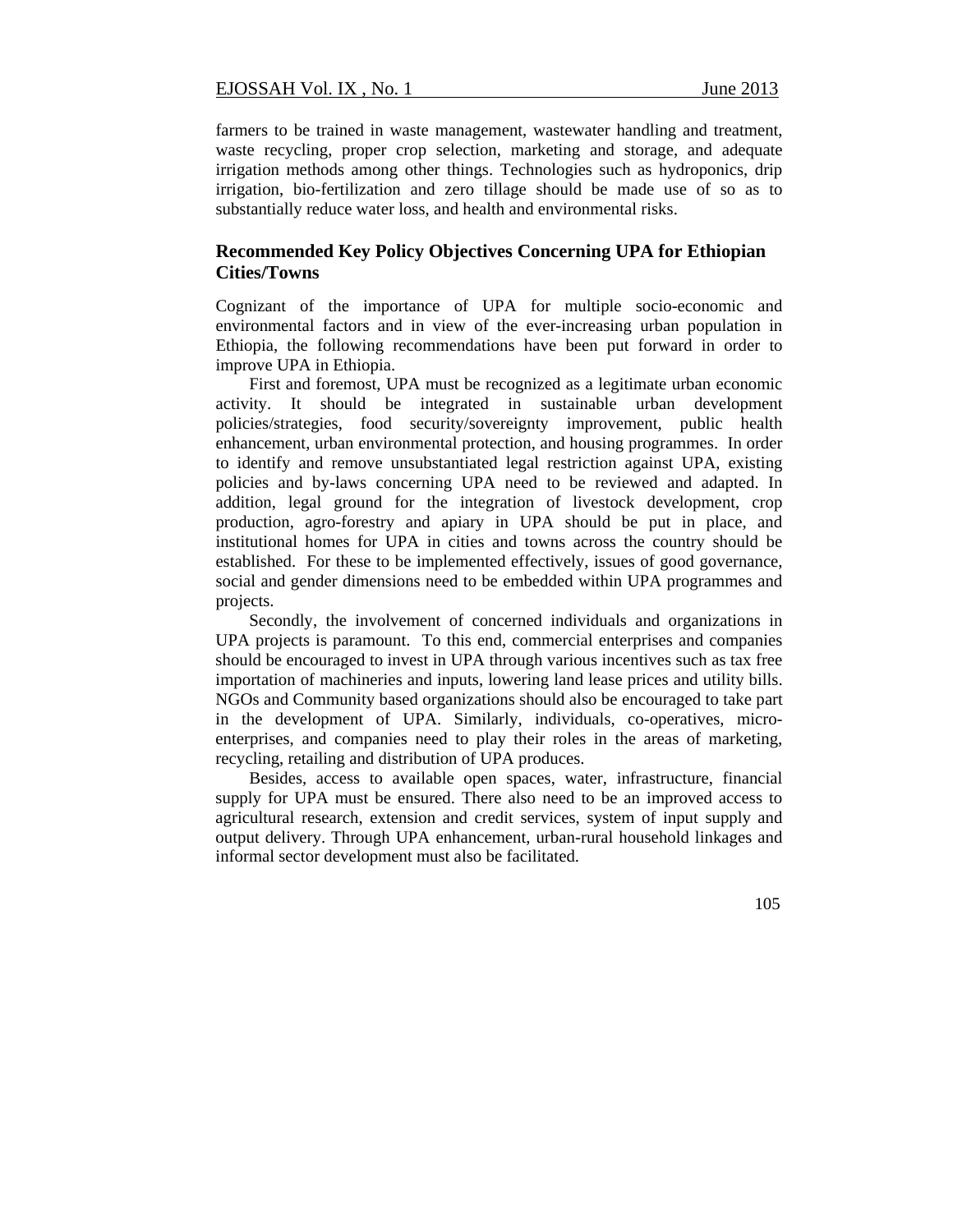farmers to be trained in waste management, wastewater handling and treatment, waste recycling, proper crop selection, marketing and storage, and adequate irrigation methods among other things. Technologies such as hydroponics, drip irrigation, bio-fertilization and zero tillage should be made use of so as to substantially reduce water loss, and health and environmental risks.

## Recommended Key Policy Objectives Concerning UPA for Ethiopian Cities/Towns

Cognizant of the importance of UPA for multiple socio-economic and environmental factors and in view of the ever-increasing urban population in Ethiopia, the following recommendations have been put forward in order to improve UPA in Ethiopia.

First and foremost, UPA must be recognized as a legitimate urban economic activity. It should be integrated in sustainable urban development policies/strategies, food security/sovereignty improvement, public health enhancement, urban environmental protection, and housing programmes. In order to identify and remove unsubstantiated legal restriction against UPA, existing policies and by-laws concerning UPA need to be reviewed and adapted. In addition, legal ground for the integration of livestock development, crop production, agro-forestry and apiary in UPA should be put in place, and institutional homes for UPA in cities and towns across the country should be established. For these to be implemented effectively, issues of good governance, social and gender dimensions need to be embedded within UPA programmes and projects.

Secondly, the involvement of concerned individuals and organizations in UPA projects is paramount. To this end, commercial enterprises and companies should be encouraged to invest in UPA through various incentives such as tax free importation of machineries and inputs, lowering land lease prices and utility bills. NGOs and Community based organizations should also be encouraged to take part in the development of UPA. Similarly, individuals, co-operatives, micro-enterprises, and companies need to play their roles in the areas of marketing, recycling, retailing and distribution of UPA produces.

Besides, access to available open spaces, water, infrastructure, financial supply for UPA must be ensured. There also need to be an improved access to agricultural research, extension and credit services, system of input supply and output delivery. Through UPA enhancement, urban-rural household linkages and informal sector development must also be facilitated.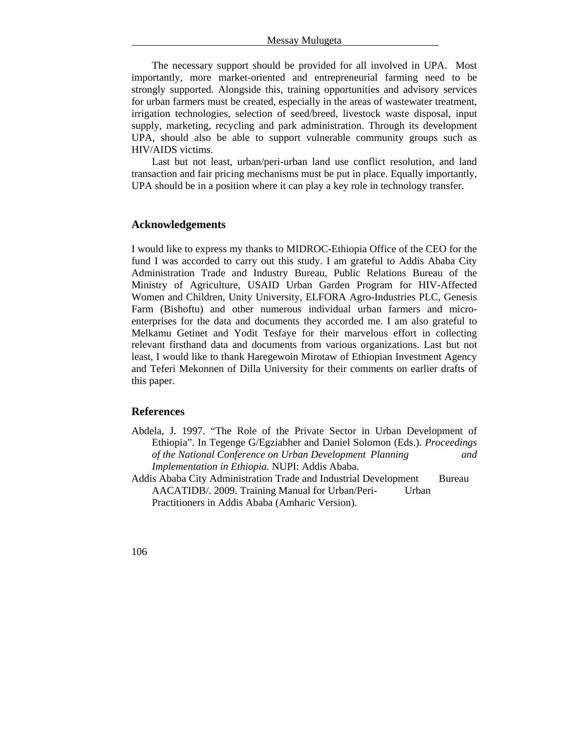The necessary support should be provided for all involved in UPA. Most importantly, more market-oriented and entrepreneurial farming need to be strongly supported. Alongside this, training opportunities and advisory services for urban farmers must be created, especially in the areas of wastewater treatment, irrigation technologies, selection of seed/breed, livestock waste disposal, input supply, marketing, recycling and park administration. Through its development UPA, should also be able to support vulnerable community groups such as HIV/AIDS victims.

Last but not least, urban/peri-urban land use conflict resolution, and land transaction and fair pricing mechanisms must be put in place. Equally importantly, UPA should be in a position where it can play a key role in technology transfer.

## Acknowledgements

I would like to express my thanks to MIDROC-Ethiopia Office of the CEO for the fund I was accorded to carry out this study. I am grateful to Addis Ababa City Administration Trade and Industry Bureau, Public Relations Bureau of the Ministry of Agriculture, USAID Urban Garden Program for HIV-Affected Women and Children, Unity University, ELFORA Agro-Industries PLC, Genesis Farm (Bishoftu) and other numerous individual urban farmers and micro-enterprises for the data and documents they accorded me. I am also grateful to Melkamu Getinet and Yodit Tesfaye for their marvelous effort in collecting relevant firsthand data and documents from various organizations. Last but not least, I would like to thank Haregewoin Mirotaw of Ethiopian Investment Agency and Teferi Mekonnen of Dilla University for their comments on earlier drafts of this paper.

## References

Abdela, J. 1997. "The Role of the Private Sector in Urban Development of Ethiopia". In Tegenge G/Egziabher and Daniel Solomon (Eds.). *Proceedings of the National Conference on Urban Development Planning and Implementation in Ethiopia.* NUPI: Addis Ababa.

Addis Ababa City Administration Trade and Industrial Development Bureau AACATIDB/. 2009. Training Manual for Urban/Peri- Urban Practitioners in Addis Ababa (Amharic Version).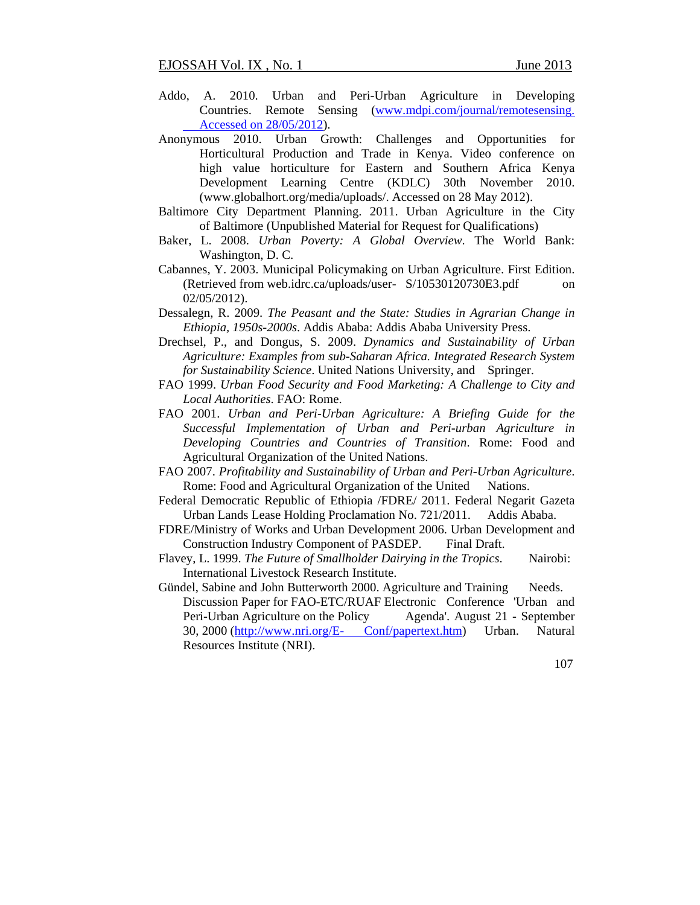Addo, A. 2010. Urban and Peri-Urban Agriculture in Developing Countries. Remote Sensing (www.mdpi.com/journal/remotesensing. Accessed on 28/05/2012).

Anonymous 2010. Urban Growth: Challenges and Opportunities for Horticultural Production and Trade in Kenya. Video conference on high value horticulture for Eastern and Southern Africa Kenya Development Learning Centre (KDLC) 30th November 2010. (www.globalhort.org/media/uploads/. Accessed on 28 May 2012).

Baltimore City Department Planning. 2011. Urban Agriculture in the City of Baltimore (Unpublished Material for Request for Qualifications)

Baker, L. 2008. *Urban Poverty: A Global Overview*. The World Bank: Washington, D. C.

Cabannes, Y. 2003. Municipal Policymaking on Urban Agriculture. First Edition. (Retrieved from web.idrc.ca/uploads/user- S/10530120730E3.pdf on 02/05/2012).

Dessalegn, R. 2009. *The Peasant and the State: Studies in Agrarian Change in Ethiopia, 1950s-2000s*. Addis Ababa: Addis Ababa University Press.

Drechsel, P., and Dongus, S. 2009. *Dynamics and Sustainability of Urban Agriculture: Examples from sub-Saharan Africa. Integrated Research System for Sustainability Science*. United Nations University, and Springer.

FAO 1999. *Urban Food Security and Food Marketing: A Challenge to City and Local Authorities*. FAO: Rome.

FAO 2001. *Urban and Peri-Urban Agriculture: A Briefing Guide for the Successful Implementation of Urban and Peri-urban Agriculture in Developing Countries and Countries of Transition*. Rome: Food and Agricultural Organization of the United Nations.

FAO 2007. *Profitability and Sustainability of Urban and Peri-Urban Agriculture*. Rome: Food and Agricultural Organization of the United Nations.

Federal Democratic Republic of Ethiopia /FDRE/ 2011. Federal Negarit Gazeta Urban Lands Lease Holding Proclamation No. 721/2011. Addis Ababa.

FDRE/Ministry of Works and Urban Development 2006. Urban Development and Construction Industry Component of PASDEP. Final Draft.

Flavey, L. 1999. *The Future of Smallholder Dairying in the Tropics*. Nairobi: International Livestock Research Institute.

Gündel, Sabine and John Butterworth 2000. Agriculture and Training Needs. Discussion Paper for FAO-ETC/RUAF Electronic Conference 'Urban and Peri-Urban Agriculture on the Policy Agenda'. August 21 - September 30, 2000 (http://www.nri.org/E- Conf/papertext.htm) Urban. Natural Resources Institute (NRI).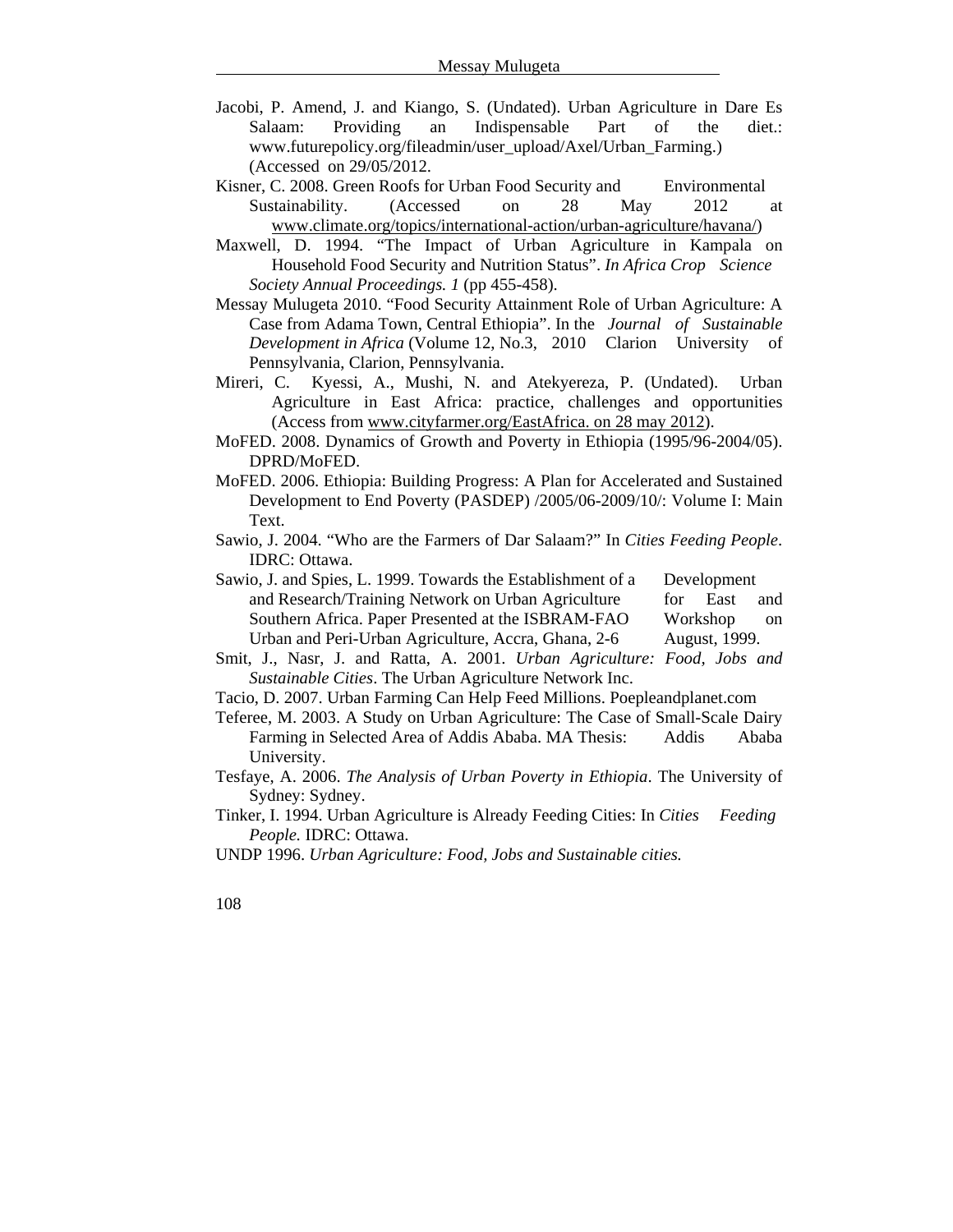Jacobi, P. Amend, J. and Kiango, S. (Undated). Urban Agriculture in Dare Es Salaam: Providing an Indispensable Part of the diet.: www.futurepolicy.org/fileadmin/user_upload/Axel/Urban_Farming.) (Accessed on 29/05/2012.

Kisner, C. 2008. Green Roofs for Urban Food Security and Environmental Sustainability. (Accessed on 28 May 2012 at www.climate.org/topics/international-action/urban-agriculture/havana/)

Maxwell, D. 1994. "The Impact of Urban Agriculture in Kampala on Household Food Security and Nutrition Status". *In Africa Crop Science Society Annual Proceedings. 1* (pp 455-458).

Messay Mulugeta 2010. "Food Security Attainment Role of Urban Agriculture: A Case from Adama Town, Central Ethiopia". In the *Journal of Sustainable Development in Africa* (Volume 12, No.3, 2010 Clarion University of Pennsylvania, Clarion, Pennsylvania.

Mireri, C. Kyessi, A., Mushi, N. and Atekyereza, P. (Undated). Urban Agriculture in East Africa: practice, challenges and opportunities (Access from www.cityfarmer.org/EastAfrica. on 28 may 2012).

MoFED. 2008. Dynamics of Growth and Poverty in Ethiopia (1995/96-2004/05). DPRD/MoFED.

MoFED. 2006. Ethiopia: Building Progress: A Plan for Accelerated and Sustained Development to End Poverty (PASDEP) /2005/06-2009/10/: Volume I: Main Text.

Sawio, J. 2004. "Who are the Farmers of Dar Salaam?" In *Cities Feeding People*. IDRC: Ottawa.

Sawio, J. and Spies, L. 1999. Towards the Establishment of a Development and Research/Training Network on Urban Agriculture for East and Southern Africa. Paper Presented at the ISBRAM-FAO Workshop on Urban and Peri-Urban Agriculture, Accra, Ghana, 2-6 August, 1999.

Smit, J., Nasr, J. and Ratta, A. 2001. *Urban Agriculture: Food, Jobs and Sustainable Cities*. The Urban Agriculture Network Inc.

Tacio, D. 2007. Urban Farming Can Help Feed Millions. Poepleandplanet.com

Teferee, M. 2003. A Study on Urban Agriculture: The Case of Small-Scale Dairy Farming in Selected Area of Addis Ababa. MA Thesis: Addis Ababa University.

Tesfaye, A. 2006. *The Analysis of Urban Poverty in Ethiopia*. The University of Sydney: Sydney.

Tinker, I. 1994. Urban Agriculture is Already Feeding Cities: In *Cities Feeding People.* IDRC: Ottawa.

UNDP 1996. *Urban Agriculture: Food, Jobs and Sustainable cities.*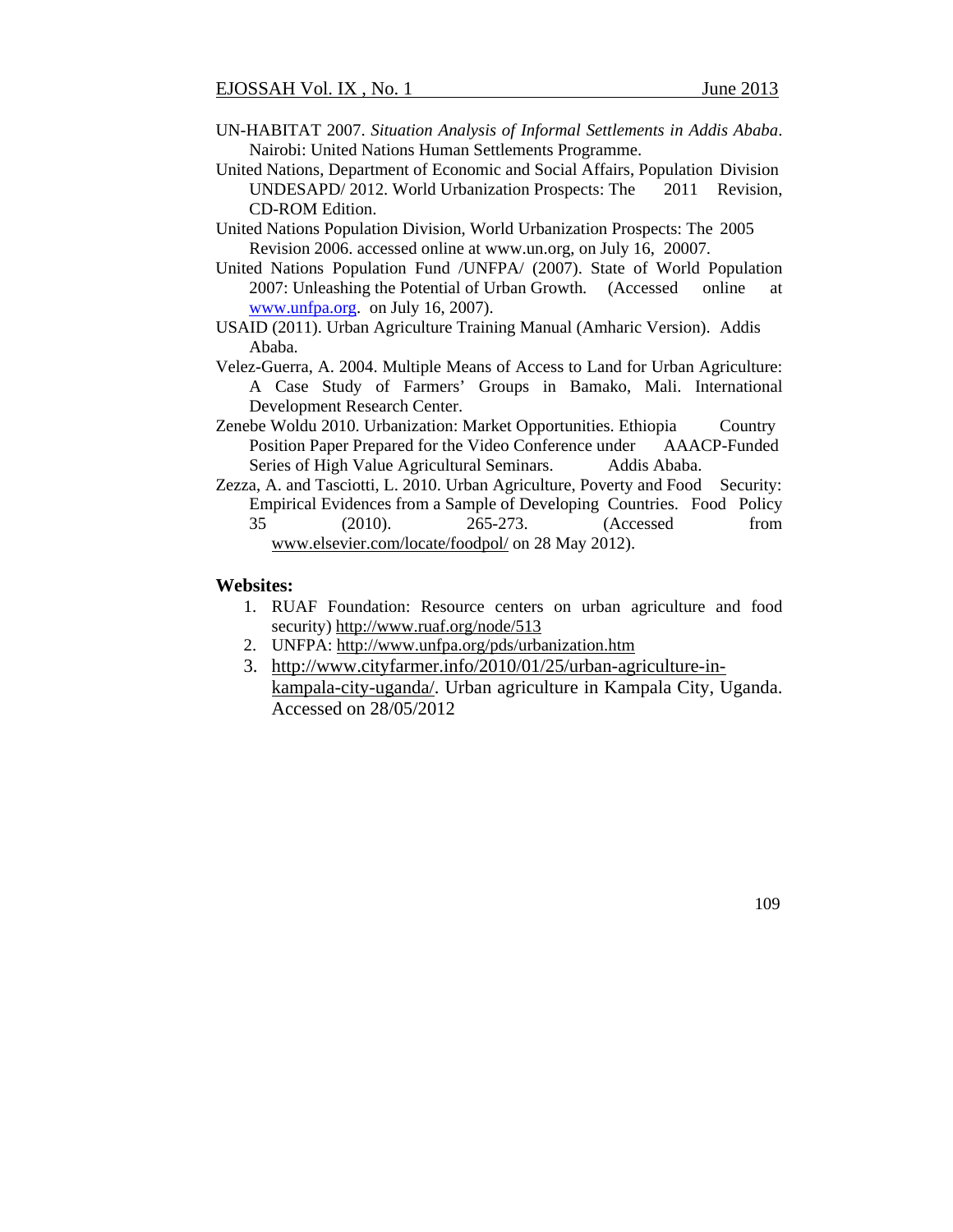UN-HABITAT 2007. *Situation Analysis of Informal Settlements in Addis Ababa*. Nairobi: United Nations Human Settlements Programme.

United Nations, Department of Economic and Social Affairs, Population Division UNDESAPD/ 2012. World Urbanization Prospects: The 2011 Revision, CD-ROM Edition.

United Nations Population Division, World Urbanization Prospects: The 2005 Revision 2006. accessed online at www.un.org, on July 16, 20007.

United Nations Population Fund /UNFPA/ (2007). State of World Population 2007: Unleashing the Potential of Urban Growth. (Accessed online at www.unfpa.org. on July 16, 2007).

USAID (2011). Urban Agriculture Training Manual (Amharic Version). Addis Ababa.

Velez-Guerra, A. 2004. Multiple Means of Access to Land for Urban Agriculture: A Case Study of Farmers' Groups in Bamako, Mali. International Development Research Center.

Zenebe Woldu 2010. Urbanization: Market Opportunities. Ethiopia Country Position Paper Prepared for the Video Conference under AAACP-Funded Series of High Value Agricultural Seminars. Addis Ababa.

Zezza, A. and Tasciotti, L. 2010. Urban Agriculture, Poverty and Food Security: Empirical Evidences from a Sample of Developing Countries. Food Policy 35 (2010). 265-273. (Accessed from www.elsevier.com/locate/foodpol/ on 28 May 2012).

## Websites:

1. RUAF Foundation: Resource centers on urban agriculture and food security) http://www.ruaf.org/node/513
2. UNFPA: http://www.unfpa.org/pds/urbanization.htm
3. http://www.cityfarmer.info/2010/01/25/urban-agriculture-in-kampala-city-uganda/. Urban agriculture in Kampala City, Uganda. Accessed on 28/05/2012